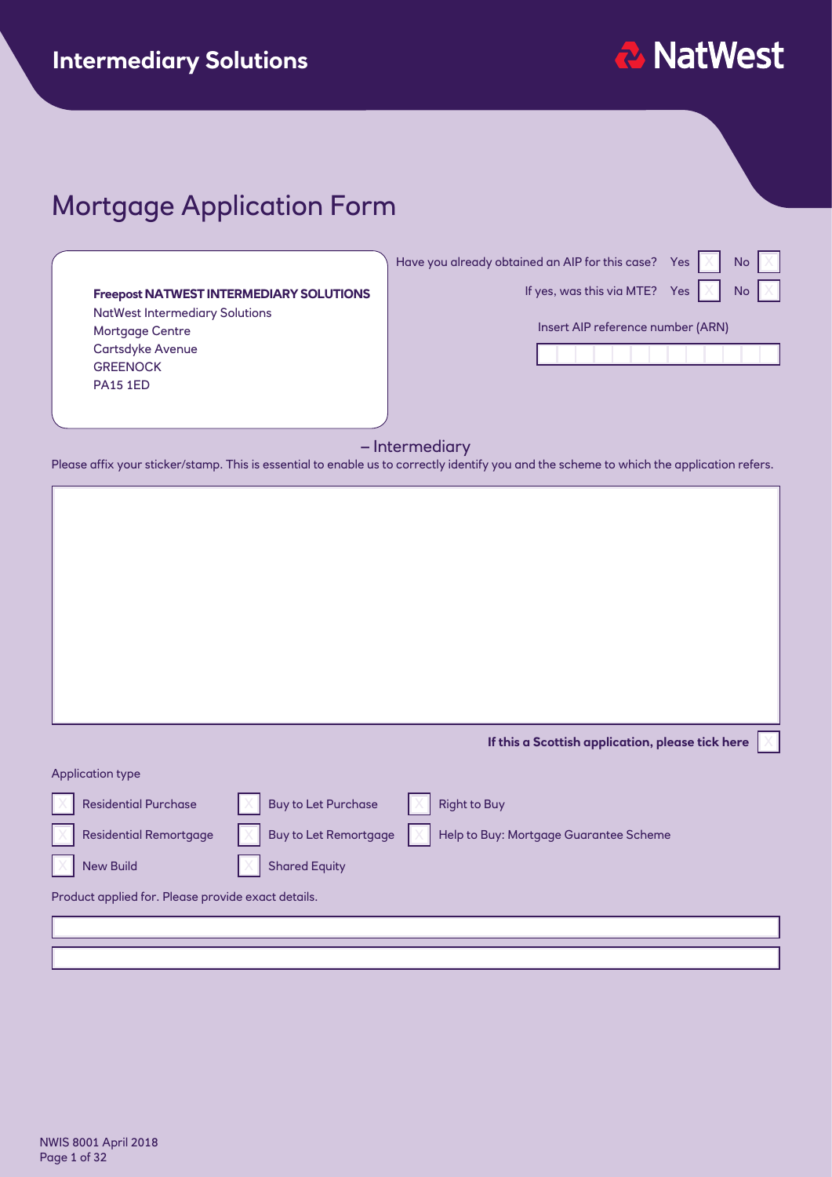Intermediary Solutions

NatWest

# Mortgage Application Form

**Freepost NATWEST INTERMEDIARY SOLUTIONS**
NatWest Intermediary Solutions
Mortgage Centre
Cartsdyke Avenue
GREENOCK
PA15 1ED

Have you already obtained an AIP for this case? Yes ☐ No ☐

If yes, was this via MTE? Yes ☐ No ☐

Insert AIP reference number (ARN)

## – Intermediary

Please affix your sticker/stamp. This is essential to enable us to correctly identify you and the scheme to which the application refers.

**If this a Scottish application, please tick here** ☐

Application type

☐ Residential Purchase ☐ Buy to Let Purchase ☐ Right to Buy

☐ Residential Remortgage ☐ Buy to Let Remortgage ☐ Help to Buy: Mortgage Guarantee Scheme

☐ New Build ☐ Shared Equity

Product applied for. Please provide exact details.

NWIS 8001 April 2018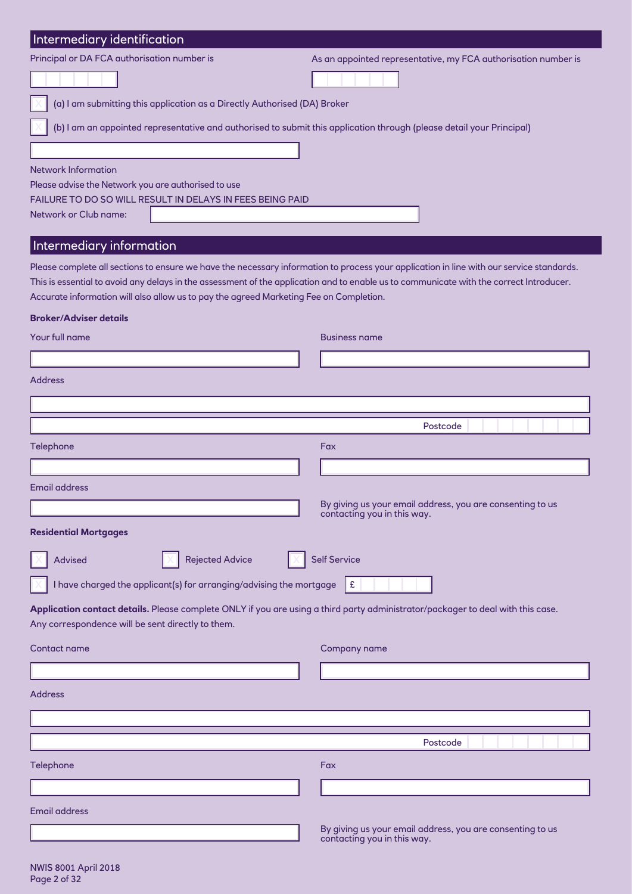## Intermediary identification

Principal or DA FCA authorisation number is

As an appointed representative, my FCA authorisation number is

☐ (a) I am submitting this application as a Directly Authorised (DA) Broker

☐ (b) I am an appointed representative and authorised to submit this application through (please detail your Principal)

Network Information

Please advise the Network you are authorised to use

FAILURE TO DO SO WILL RESULT IN DELAYS IN FEES BEING PAID

Network or Club name:

## Intermediary information

Please complete all sections to ensure we have the necessary information to process your application in line with our service standards. This is essential to avoid any delays in the assessment of the application and to enable us to communicate with the correct Introducer. Accurate information will also allow us to pay the agreed Marketing Fee on Completion.

**Broker/Adviser details**

Your full name

Business name

Address

Postcode

Telephone

Fax

Email address

By giving us your email address, you are consenting to us contacting you in this way.

**Residential Mortgages**

☐ Advised ☐ Rejected Advice ☐ Self Service

☐ I have charged the applicant(s) for arranging/advising the mortgage £

**Application contact details.** Please complete ONLY if you are using a third party administrator/packager to deal with this case. Any correspondence will be sent directly to them.

Contact name

Company name

Address

Postcode

Telephone

Fax

Email address

By giving us your email address, you are consenting to us contacting you in this way.

NWIS 8001 April 2018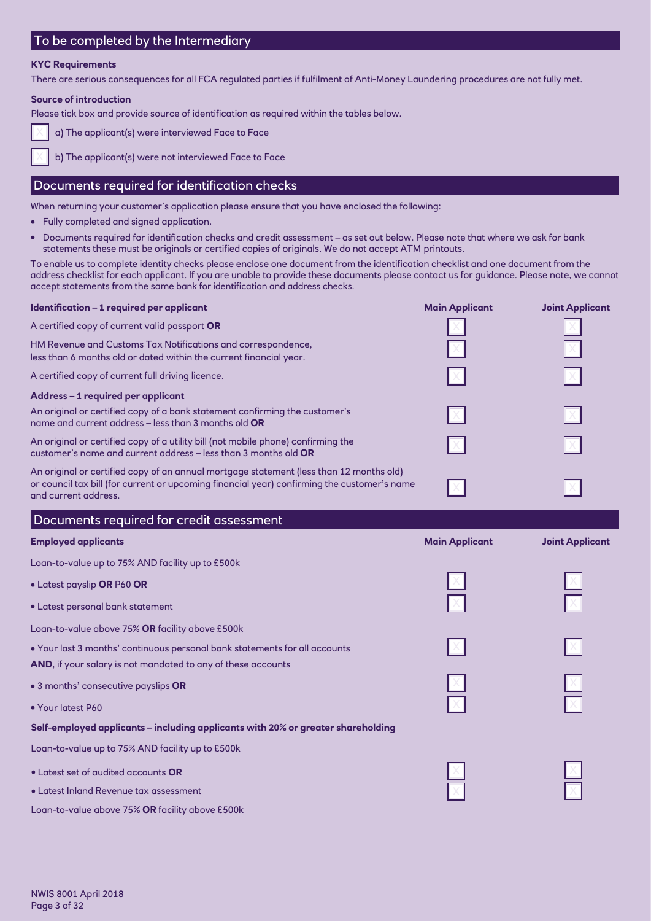## To be completed by the Intermediary

**KYC Requirements**

There are serious consequences for all FCA regulated parties if fulfilment of Anti-Money Laundering procedures are not fully met.

**Source of introduction**

Please tick box and provide source of identification as required within the tables below.

- ☐ a) The applicant(s) were interviewed Face to Face
- ☐ b) The applicant(s) were not interviewed Face to Face

## Documents required for identification checks

When returning your customer's application please ensure that you have enclosed the following:

- Fully completed and signed application.
- Documents required for identification checks and credit assessment – as set out below. Please note that where we ask for bank statements these must be originals or certified copies of originals. We do not accept ATM printouts.

To enable us to complete identity checks please enclose one document from the identification checklist and one document from the address checklist for each applicant. If you are unable to provide these documents please contact us for guidance. Please note, we cannot accept statements from the same bank for identification and address checks.

| **Identification – 1 required per applicant** | **Main Applicant** | **Joint Applicant** |
|---|---|---|
| A certified copy of current valid passport **OR** | ☐ | ☐ |
| HM Revenue and Customs Tax Notifications and correspondence, less than 6 months old or dated within the current financial year. | ☐ | ☐ |
| A certified copy of current full driving licence. | ☐ | ☐ |
| **Address – 1 required per applicant** | | |
| An original or certified copy of a bank statement confirming the customer's name and current address – less than 3 months old **OR** | ☐ | ☐ |
| An original or certified copy of a utility bill (not mobile phone) confirming the customer's name and current address – less than 3 months old **OR** | ☐ | ☐ |
| An original or certified copy of an annual mortgage statement (less than 12 months old) or council tax bill (for current or upcoming financial year) confirming the customer's name and current address. | ☐ | ☐ |

## Documents required for credit assessment

| **Employed applicants** | **Main Applicant** | **Joint Applicant** |
|---|---|---|
| Loan-to-value up to 75% AND facility up to £500k | | |
| • Latest payslip **OR** P60 **OR** | ☐ | ☐ |
| • Latest personal bank statement | ☐ | ☐ |
| Loan-to-value above 75% **OR** facility above £500k | | |
| • Your last 3 months' continuous personal bank statements for all accounts **AND**, if your salary is not mandated to any of these accounts | ☐ | ☐ |
| • 3 months' consecutive payslips **OR** | ☐ | ☐ |
| • Your latest P60 | ☐ | ☐ |
| **Self-employed applicants – including applicants with 20% or greater shareholding** | | |
| Loan-to-value up to 75% AND facility up to £500k | | |
| • Latest set of audited accounts **OR** | ☐ | ☐ |
| • Latest Inland Revenue tax assessment | ☐ | ☐ |
| Loan-to-value above 75% **OR** facility above £500k | | |

NWIS 8001 April 2018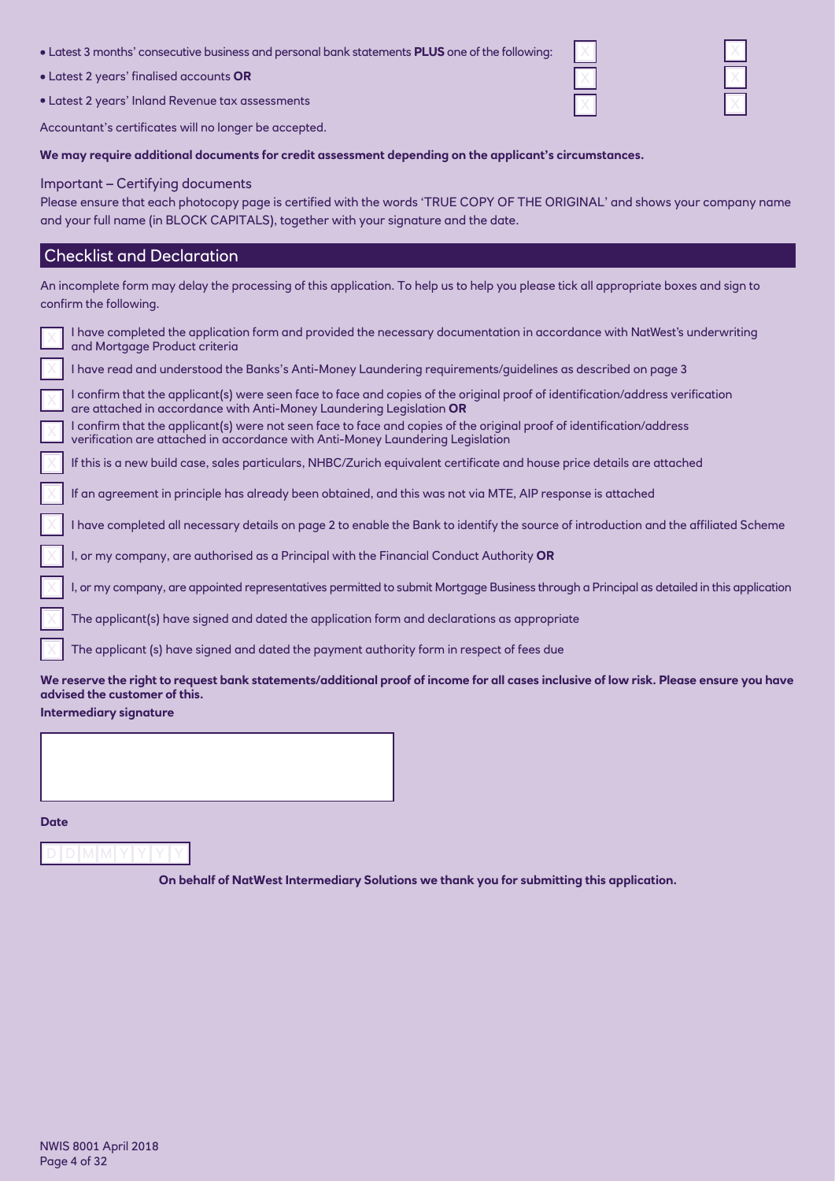- Latest 3 months' consecutive business and personal bank statements **PLUS** one of the following: ☐ ☐
- Latest 2 years' finalised accounts **OR** ☐ ☐
- Latest 2 years' Inland Revenue tax assessments ☐ ☐

Accountant's certificates will no longer be accepted.

**We may require additional documents for credit assessment depending on the applicant's circumstances.**

### Important – Certifying documents

Please ensure that each photocopy page is certified with the words 'TRUE COPY OF THE ORIGINAL' and shows your company name and your full name (in BLOCK CAPITALS), together with your signature and the date.

## Checklist and Declaration

An incomplete form may delay the processing of this application. To help us to help you please tick all appropriate boxes and sign to confirm the following.

- ☐ I have completed the application form and provided the necessary documentation in accordance with NatWest's underwriting and Mortgage Product criteria
- ☐ I have read and understood the Banks's Anti-Money Laundering requirements/guidelines as described on page 3
- ☐ I confirm that the applicant(s) were seen face to face and copies of the original proof of identification/address verification are attached in accordance with Anti-Money Laundering Legislation **OR**
- ☐ I confirm that the applicant(s) were not seen face to face and copies of the original proof of identification/address verification are attached in accordance with Anti-Money Laundering Legislation
- ☐ If this is a new build case, sales particulars, NHBC/Zurich equivalent certificate and house price details are attached
- ☐ If an agreement in principle has already been obtained, and this was not via MTE, AIP response is attached
- ☐ I have completed all necessary details on page 2 to enable the Bank to identify the source of introduction and the affiliated Scheme
- ☐ I, or my company, are authorised as a Principal with the Financial Conduct Authority **OR**
- ☐ I, or my company, are appointed representatives permitted to submit Mortgage Business through a Principal as detailed in this application
- ☐ The applicant(s) have signed and dated the application form and declarations as appropriate
- ☐ The applicant (s) have signed and dated the payment authority form in respect of fees due

**We reserve the right to request bank statements/additional proof of income for all cases inclusive of low risk. Please ensure you have advised the customer of this.**

**Intermediary signature**

**Date**

D D M M Y Y Y Y

**On behalf of NatWest Intermediary Solutions we thank you for submitting this application.**

NWIS 8001 April 2018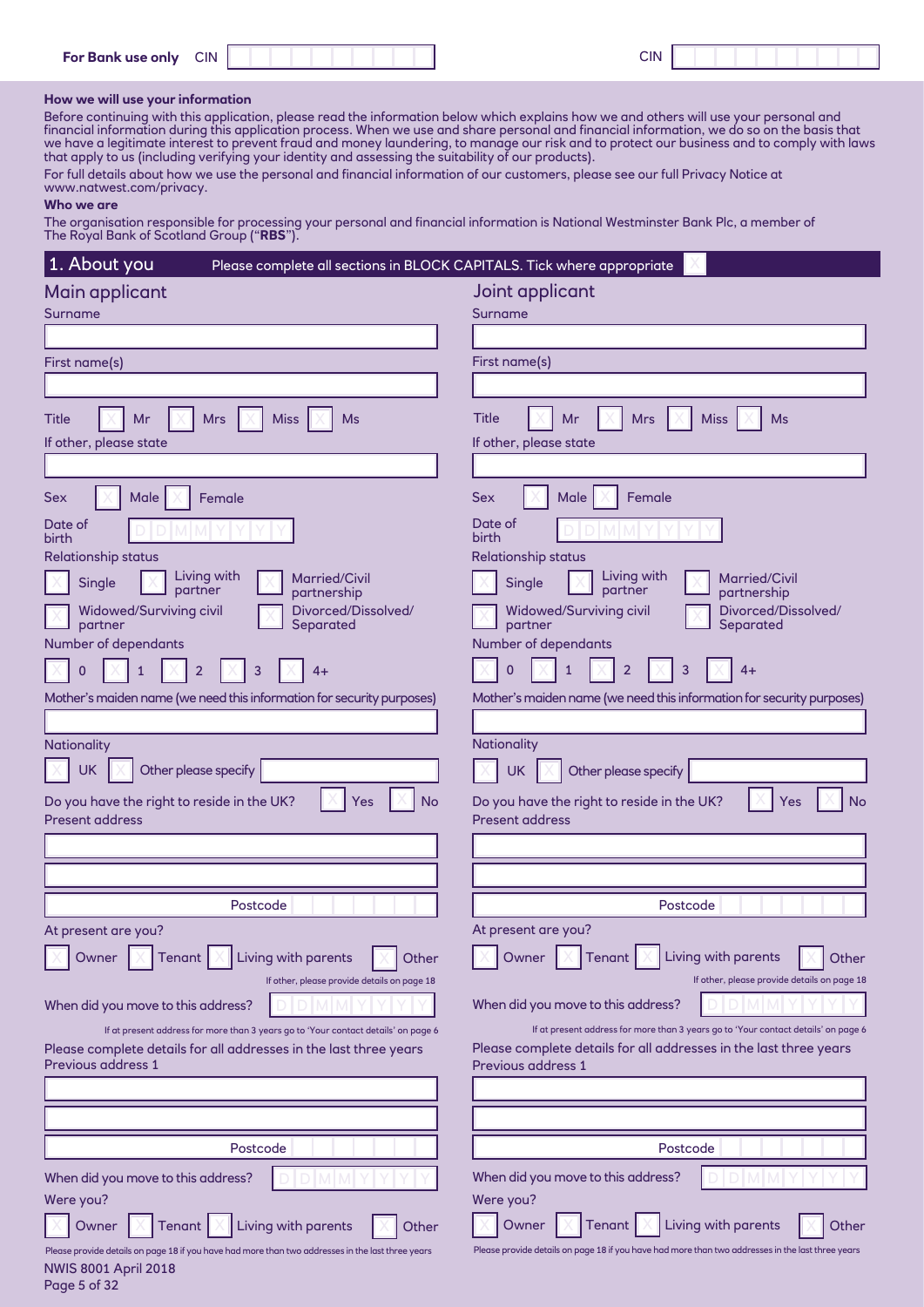For Bank use only CIN ____________ CIN ____________

**How we will use your information**

Before continuing with this application, please read the information below which explains how we and others will use your personal and financial information during this application process. When we use and share personal and financial information, we do so on the basis that we have a legitimate interest to prevent fraud and money laundering, to manage our risk and to protect our business and to comply with laws that apply to us (including verifying your identity and assessing the suitability of our products).

For full details about how we use the personal and financial information of our customers, please see our full Privacy Notice at www.natwest.com/privacy.

**Who we are**

The organisation responsible for processing your personal and financial information is National Westminster Bank Plc, a member of The Royal Bank of Scotland Group ("**RBS**").

## 1. About you

Please complete all sections in BLOCK CAPITALS. Tick where appropriate ☐

### Main applicant

Surname

First name(s)

Title ☐ Mr ☐ Mrs ☐ Miss ☐ Ms

If other, please state

Sex ☐ Male ☐ Female

Date of birth D D M M Y Y Y Y

Relationship status

☐ Single ☐ Living with partner ☐ Married/Civil partnership

☐ Widowed/Surviving civil partner ☐ Divorced/Dissolved/Separated

Number of dependants

☐ 0 ☐ 1 ☐ 2 ☐ 3 ☐ 4+

Mother's maiden name (we need this information for security purposes)

Nationality

☐ UK ☐ Other please specify

Do you have the right to reside in the UK? ☐ Yes ☐ No

Present address

Postcode

At present are you?

☐ Owner ☐ Tenant ☐ Living with parents ☐ Other

If other, please provide details on page 18

When did you move to this address? D D M M Y Y Y Y

If at present address for more than 3 years go to 'Your contact details' on page 6

Please complete details for all addresses in the last three years

Previous address 1

Postcode

When did you move to this address? D D M M Y Y Y Y

Were you?

☐ Owner ☐ Tenant ☐ Living with parents ☐ Other

Please provide details on page 18 if you have had more than two addresses in the last three years

### Joint applicant

Surname

First name(s)

Title ☐ Mr ☐ Mrs ☐ Miss ☐ Ms

If other, please state

Sex ☐ Male ☐ Female

Date of birth D D M M Y Y Y Y

Relationship status

☐ Single ☐ Living with partner ☐ Married/Civil partnership

☐ Widowed/Surviving civil partner ☐ Divorced/Dissolved/Separated

Number of dependants

☐ 0 ☐ 1 ☐ 2 ☐ 3 ☐ 4+

Mother's maiden name (we need this information for security purposes)

Nationality

☐ UK ☐ Other please specify

Do you have the right to reside in the UK? ☐ Yes ☐ No

Present address

Postcode

At present are you?

☐ Owner ☐ Tenant ☐ Living with parents ☐ Other

If other, please provide details on page 18

When did you move to this address? D D M M Y Y Y Y

If at present address for more than 3 years go to 'Your contact details' on page 6

Please complete details for all addresses in the last three years

Previous address 1

Postcode

When did you move to this address? D D M M Y Y Y Y

Were you?

☐ Owner ☐ Tenant ☐ Living with parents ☐ Other

Please provide details on page 18 if you have had more than two addresses in the last three years

NWIS 8001 April 2018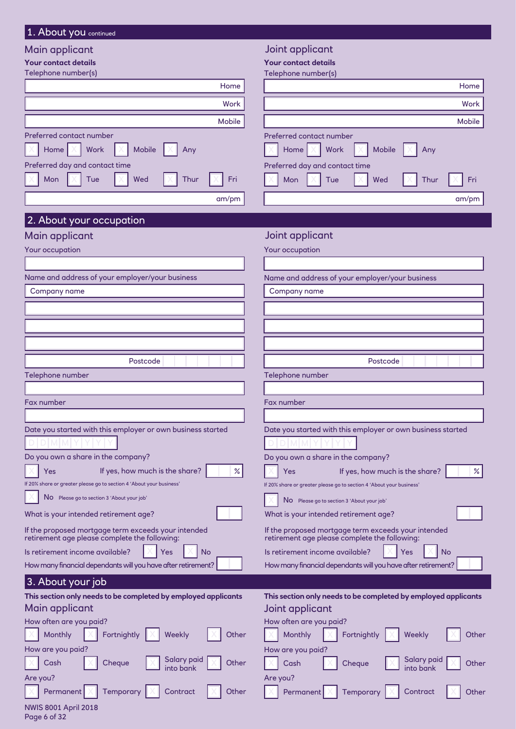## 1. About you continued

### Main applicant

**Your contact details**

Telephone number(s)

Home

Work

Mobile

Preferred contact number

☐ Home ☐ Work ☐ Mobile ☐ Any

Preferred day and contact time

☐ Mon ☐ Tue ☐ Wed ☐ Thur ☐ Fri

am/pm

### Joint applicant

**Your contact details**

Telephone number(s)

Home

Work

Mobile

Preferred contact number

☐ Home ☐ Work ☐ Mobile ☐ Any

Preferred day and contact time

☐ Mon ☐ Tue ☐ Wed ☐ Thur ☐ Fri

am/pm

## 2. About your occupation

### Main applicant

Your occupation

Name and address of your employer/your business

Company name

Postcode

Telephone number

Fax number

Date you started with this employer or own business started

D D M M Y Y Y Y

Do you own a share in the company?

☐ Yes If yes, how much is the share? %

If 20% share or greater please go to section 4 'About your business'

☐ No Please go to section 3 'About your job'

What is your intended retirement age?

If the proposed mortgage term exceeds your intended retirement age please complete the following:

Is retirement income available? ☐ Yes ☐ No

How many financial dependants will you have after retirement?

### Joint applicant

Your occupation

Name and address of your employer/your business

Company name

Postcode

Telephone number

Fax number

Date you started with this employer or own business started

D D M M Y Y Y Y

Do you own a share in the company?

☐ Yes If yes, how much is the share? %

If 20% share or greater please go to section 4 'About your business'

☐ No Please go to section 3 'About your job'

What is your intended retirement age?

If the proposed mortgage term exceeds your intended retirement age please complete the following:

Is retirement income available? ☐ Yes ☐ No

How many financial dependants will you have after retirement?

## 3. About your job

**This section only needs to be completed by employed applicants**

### Main applicant

How often are you paid?

☐ Monthly ☐ Fortnightly ☐ Weekly ☐ Other

How are you paid?

☐ Cash ☐ Cheque ☐ Salary paid into bank ☐ Other

Are you?

☐ Permanent ☐ Temporary ☐ Contract ☐ Other

**This section only needs to be completed by employed applicants**

### Joint applicant

How often are you paid?

☐ Monthly ☐ Fortnightly ☐ Weekly ☐ Other

How are you paid?

☐ Cash ☐ Cheque ☐ Salary paid into bank ☐ Other

Are you?

☐ Permanent ☐ Temporary ☐ Contract ☐ Other

NWIS 8001 April 2018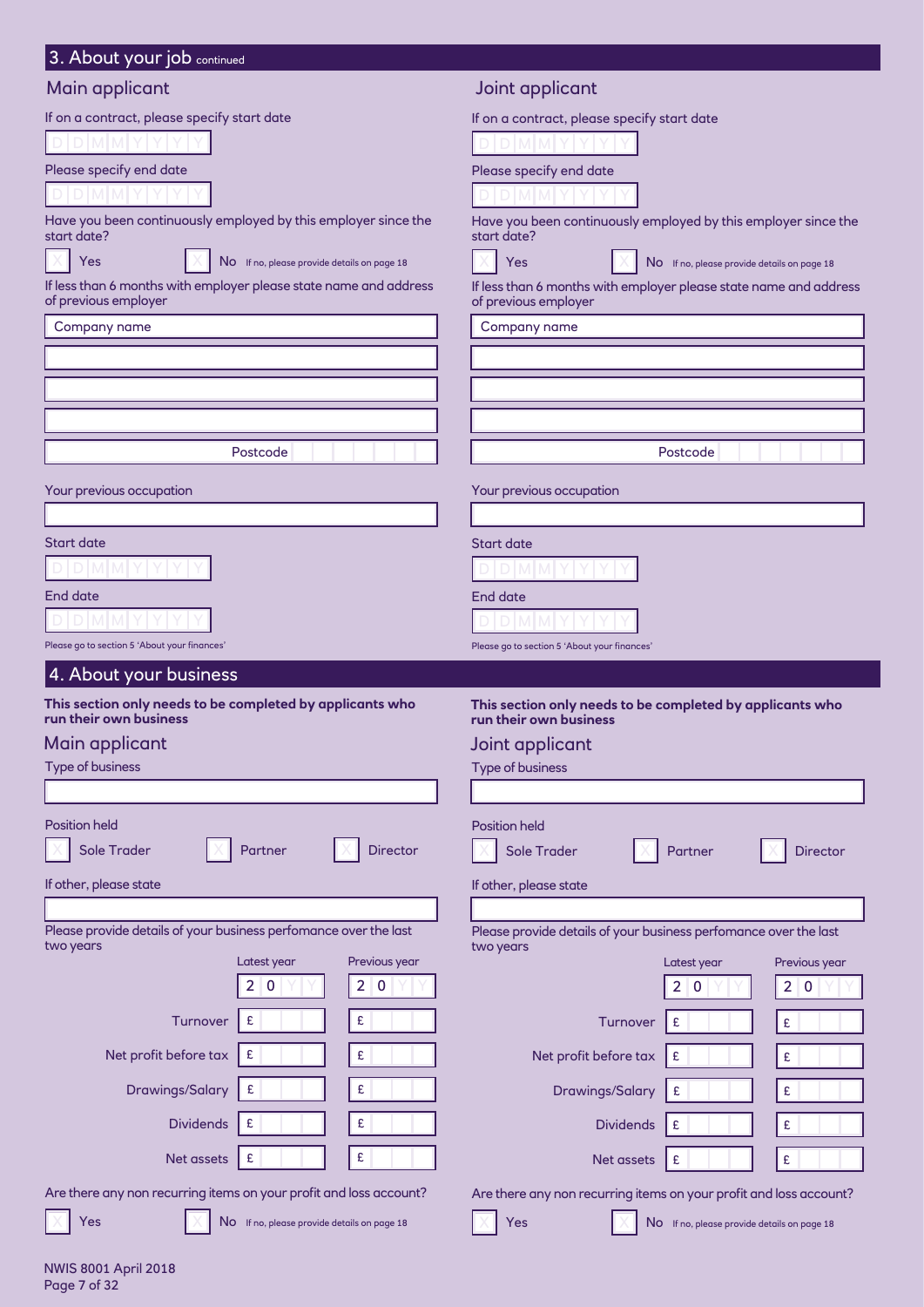## 3. About your job continued

### Main applicant

If on a contract, please specify start date

D D M M Y Y Y Y

Please specify end date

D D M M Y Y Y Y

Have you been continuously employed by this employer since the start date?

☐ Yes ☐ No If no, please provide details on page 18

If less than 6 months with employer please state name and address of previous employer

Company name

Postcode

Your previous occupation

Start date

D D M M Y Y Y Y

End date

D D M M Y Y Y Y

Please go to section 5 'About your finances'

### Joint applicant

If on a contract, please specify start date

D D M M Y Y Y Y

Please specify end date

D D M M Y Y Y Y

Have you been continuously employed by this employer since the start date?

☐ Yes ☐ No If no, please provide details on page 18

If less than 6 months with employer please state name and address of previous employer

Company name

Postcode

Your previous occupation

Start date

D D M M Y Y Y Y

End date

D D M M Y Y Y Y

Please go to section 5 'About your finances'

## 4. About your business

### Main applicant

**This section only needs to be completed by applicants who run their own business**

Type of business

Position held

☐ Sole Trader ☐ Partner ☐ Director

If other, please state

Please provide details of your business perfomance over the last two years

| | Latest year | Previous year |
|---|---|---|
| | 2 0 Y Y | 2 0 Y Y |
| Turnover | £ | £ |
| Net profit before tax | £ | £ |
| Drawings/Salary | £ | £ |
| Dividends | £ | £ |
| Net assets | £ | £ |

Are there any non recurring items on your profit and loss account?

☐ Yes ☐ No If no, please provide details on page 18

### Joint applicant

**This section only needs to be completed by applicants who run their own business**

Type of business

Position held

☐ Sole Trader ☐ Partner ☐ Director

If other, please state

Please provide details of your business perfomance over the last two years

| | Latest year | Previous year |
|---|---|---|
| | 2 0 Y Y | 2 0 Y Y |
| Turnover | £ | £ |
| Net profit before tax | £ | £ |
| Drawings/Salary | £ | £ |
| Dividends | £ | £ |
| Net assets | £ | £ |

Are there any non recurring items on your profit and loss account?

☐ Yes ☐ No If no, please provide details on page 18

NWIS 8001 April 2018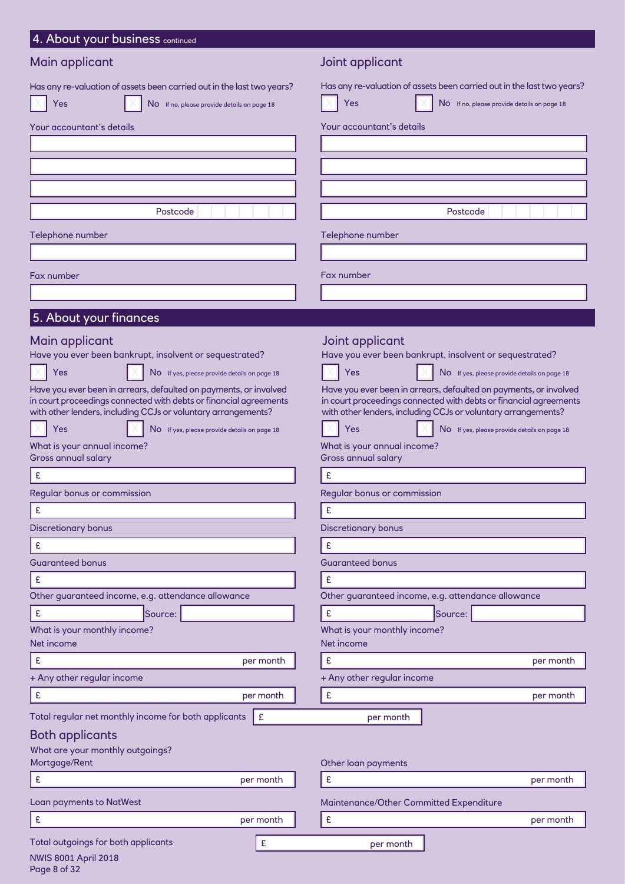## 4. About your business continued

### Main applicant

Has any re-valuation of assets been carried out in the last two years?

☐ Yes ☐ No If no, please provide details on page 18

Your accountant's details

Postcode

Telephone number

Fax number

### Joint applicant

Has any re-valuation of assets been carried out in the last two years?

☐ Yes ☐ No If no, please provide details on page 18

Your accountant's details

Postcode

Telephone number

Fax number

## 5. About your finances

### Main applicant

Have you ever been bankrupt, insolvent or sequestrated?

☐ Yes ☐ No If yes, please provide details on page 18

Have you ever been in arrears, defaulted on payments, or involved in court proceedings connected with debts or financial agreements with other lenders, including CCJs or voluntary arrangements?

☐ Yes ☐ No If yes, please provide details on page 18

What is your annual income?

Gross annual salary

£

Regular bonus or commission

£

Discretionary bonus

£

Guaranteed bonus

£

Other guaranteed income, e.g. attendance allowance

£ Source:

What is your monthly income?

Net income

£ per month

+ Any other regular income

£ per month

### Joint applicant

Have you ever been bankrupt, insolvent or sequestrated?

☐ Yes ☐ No If yes, please provide details on page 18

Have you ever been in arrears, defaulted on payments, or involved in court proceedings connected with debts or financial agreements with other lenders, including CCJs or voluntary arrangements?

☐ Yes ☐ No If yes, please provide details on page 18

What is your annual income?

Gross annual salary

£

Regular bonus or commission

£

Discretionary bonus

£

Guaranteed bonus

£

Other guaranteed income, e.g. attendance allowance

£ Source:

What is your monthly income?

Net income

£ per month

+ Any other regular income

£ per month

Total regular net monthly income for both applicants £ per month

### Both applicants

What are your monthly outgoings?

Mortgage/Rent

£ per month

Loan payments to NatWest

£ per month

Other loan payments

£ per month

Maintenance/Other Committed Expenditure

£ per month

Total outgoings for both applicants £ per month

NWIS 8001 April 2018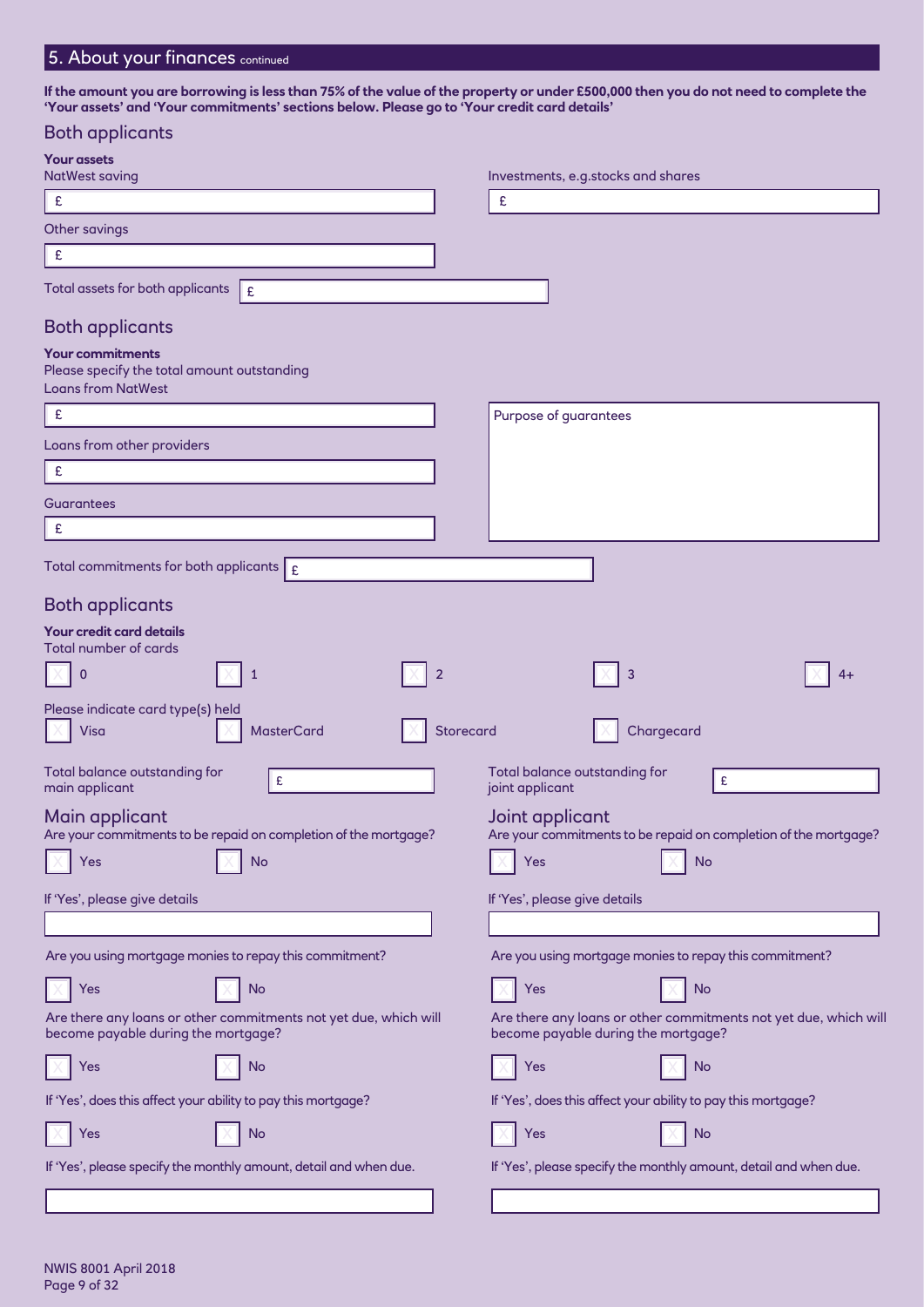## 5. About your finances continued

**If the amount you are borrowing is less than 75% of the value of the property or under £500,000 then you do not need to complete the 'Your assets' and 'Your commitments' sections below. Please go to 'Your credit card details'**

### Both applicants

**Your assets**

NatWest saving £

Investments, e.g.stocks and shares £

Other savings £

Total assets for both applicants £

### Both applicants

**Your commitments**

Please specify the total amount outstanding

Loans from NatWest £

Loans from other providers £

Guarantees £

Purpose of guarantees

Total commitments for both applicants £

### Both applicants

**Your credit card details**

Total number of cards

☐ 0 ☐ 1 ☐ 2 ☐ 3 ☐ 4+

Please indicate card type(s) held

☐ Visa ☐ MasterCard ☐ Storecard ☐ Chargecard

Total balance outstanding for main applicant £

Total balance outstanding for joint applicant £

### Main applicant

Are your commitments to be repaid on completion of the mortgage?

☐ Yes ☐ No

If 'Yes', please give details

Are you using mortgage monies to repay this commitment?

☐ Yes ☐ No

Are there any loans or other commitments not yet due, which will become payable during the mortgage?

☐ Yes ☐ No

If 'Yes', does this affect your ability to pay this mortgage?

☐ Yes ☐ No

If 'Yes', please specify the monthly amount, detail and when due.

### Joint applicant

Are your commitments to be repaid on completion of the mortgage?

☐ Yes ☐ No

If 'Yes', please give details

Are you using mortgage monies to repay this commitment?

☐ Yes ☐ No

Are there any loans or other commitments not yet due, which will become payable during the mortgage?

☐ Yes ☐ No

If 'Yes', does this affect your ability to pay this mortgage?

☐ Yes ☐ No

If 'Yes', please specify the monthly amount, detail and when due.

NWIS 8001 April 2018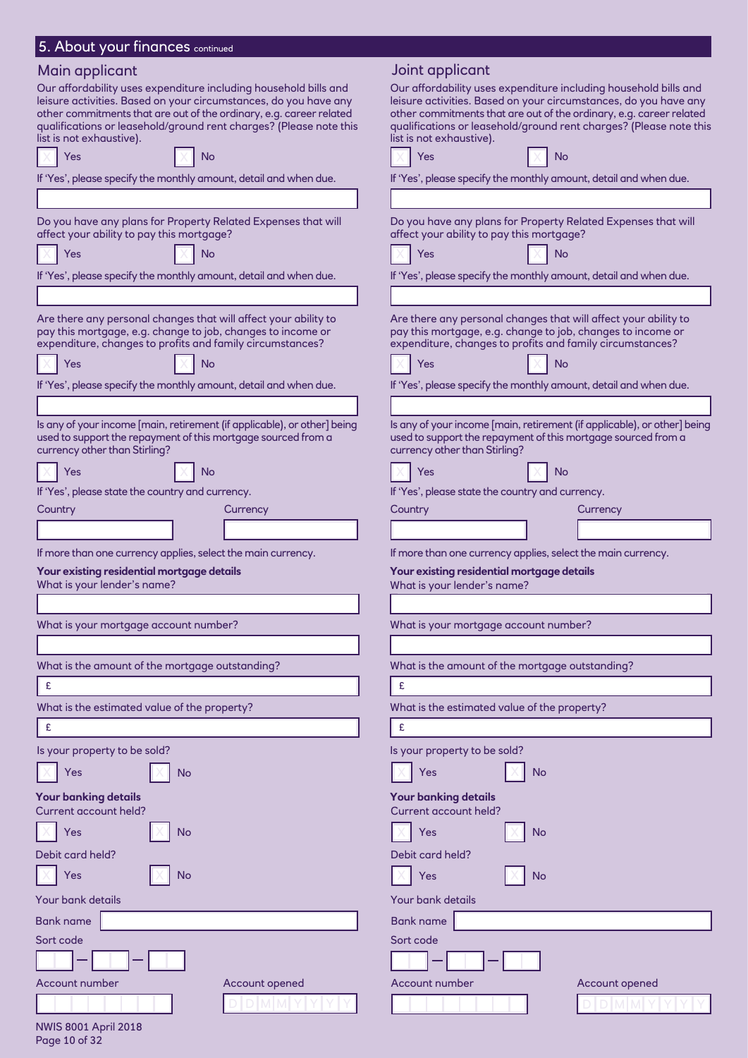## 5. About your finances continued

### Main applicant

Our affordability uses expenditure including household bills and leisure activities. Based on your circumstances, do you have any other commitments that are out of the ordinary, e.g. career related qualifications or leasehold/ground rent charges? (Please note this list is not exhaustive).

☐ Yes ☐ No

If 'Yes', please specify the monthly amount, detail and when due.

Do you have any plans for Property Related Expenses that will affect your ability to pay this mortgage?

☐ Yes ☐ No

If 'Yes', please specify the monthly amount, detail and when due.

Are there any personal changes that will affect your ability to pay this mortgage, e.g. change to job, changes to income or expenditure, changes to profits and family circumstances?

☐ Yes ☐ No

If 'Yes', please specify the monthly amount, detail and when due.

Is any of your income [main, retirement (if applicable), or other] being used to support the repayment of this mortgage sourced from a currency other than Stirling?

☐ Yes ☐ No

If 'Yes', please state the country and currency.

Country | Currency

If more than one currency applies, select the main currency.

**Your existing residential mortgage details**

What is your lender's name?

What is your mortgage account number?

What is the amount of the mortgage outstanding?

£

What is the estimated value of the property?

£

Is your property to be sold?

☐ Yes ☐ No

**Your banking details**

Current account held?

☐ Yes ☐ No

Debit card held?

☐ Yes ☐ No

Your bank details

Bank name

Sort code

☐☐ – ☐☐ – ☐☐

Account number | Account opened

D D M M Y Y Y Y

### Joint applicant

Our affordability uses expenditure including household bills and leisure activities. Based on your circumstances, do you have any other commitments that are out of the ordinary, e.g. career related qualifications or leasehold/ground rent charges? (Please note this list is not exhaustive).

☐ Yes ☐ No

If 'Yes', please specify the monthly amount, detail and when due.

Do you have any plans for Property Related Expenses that will affect your ability to pay this mortgage?

☐ Yes ☐ No

If 'Yes', please specify the monthly amount, detail and when due.

Are there any personal changes that will affect your ability to pay this mortgage, e.g. change to job, changes to income or expenditure, changes to profits and family circumstances?

☐ Yes ☐ No

If 'Yes', please specify the monthly amount, detail and when due.

Is any of your income [main, retirement (if applicable), or other] being used to support the repayment of this mortgage sourced from a currency other than Stirling?

☐ Yes ☐ No

If 'Yes', please state the country and currency.

Country | Currency

If more than one currency applies, select the main currency.

**Your existing residential mortgage details**

What is your lender's name?

What is your mortgage account number?

What is the amount of the mortgage outstanding?

£

What is the estimated value of the property?

£

Is your property to be sold?

☐ Yes ☐ No

**Your banking details**

Current account held?

☐ Yes ☐ No

Debit card held?

☐ Yes ☐ No

Your bank details

Bank name

Sort code

☐☐ – ☐☐ – ☐☐

Account number | Account opened

D D M M Y Y Y Y

NWIS 8001 April 2018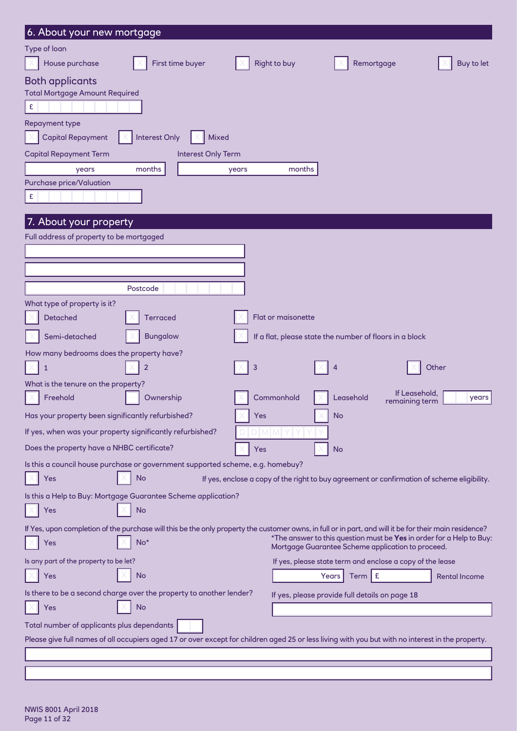## 6. About your new mortgage

Type of loan

☐ House purchase ☐ First time buyer ☐ Right to buy ☐ Remortgage ☐ Buy to let

### Both applicants

Total Mortgage Amount Required

£

Repayment type

☐ Capital Repayment ☐ Interest Only ☐ Mixed

Capital Repayment Term: years months

Interest Only Term: years months

Purchase price/Valuation

£

## 7. About your property

Full address of property to be mortgaged

Postcode

What type of property is it?

☐ Detached ☐ Terraced ☐ Flat or maisonette

☐ Semi-detached ☐ Bungalow ☐ If a flat, please state the number of floors in a block

How many bedrooms does the property have?

☐ 1 ☐ 2 ☐ 3 ☐ 4 ☐ Other

What is the tenure on the property?

☐ Freehold ☐ Ownership ☐ Commonhold ☐ Leasehold If Leasehold, remaining term years

Has your property been significantly refurbished? ☐ Yes ☐ No

If yes, when was your property significantly refurbished? DDMMYYYY

Does the property have a NHBC certificate? ☐ Yes ☐ No

Is this a council house purchase or government supported scheme, e.g. homebuy?

☐ Yes ☐ No If yes, enclose a copy of the right to buy agreement or confirmation of scheme eligibility.

Is this a Help to Buy: Mortgage Guarantee Scheme application?

☐ Yes ☐ No

If Yes, upon completion of the purchase will this be the only property the customer owns, in full or in part, and will it be for their main residence?

☐ Yes ☐ No*

*The answer to this question must be **Yes** in order for a Help to Buy: Mortgage Guarantee Scheme application to proceed.

Is any part of the property to be let?

☐ Yes ☐ No

If yes, please state term and enclose a copy of the lease

Years Term £ Rental Income

Is there to be a second charge over the property to another lender?

☐ Yes ☐ No

If yes, please provide full details on page 18

Total number of applicants plus dependants

Please give full names of all occupiers aged 17 or over except for children aged 25 or less living with you but with no interest in the property.

NWIS 8001 April 2018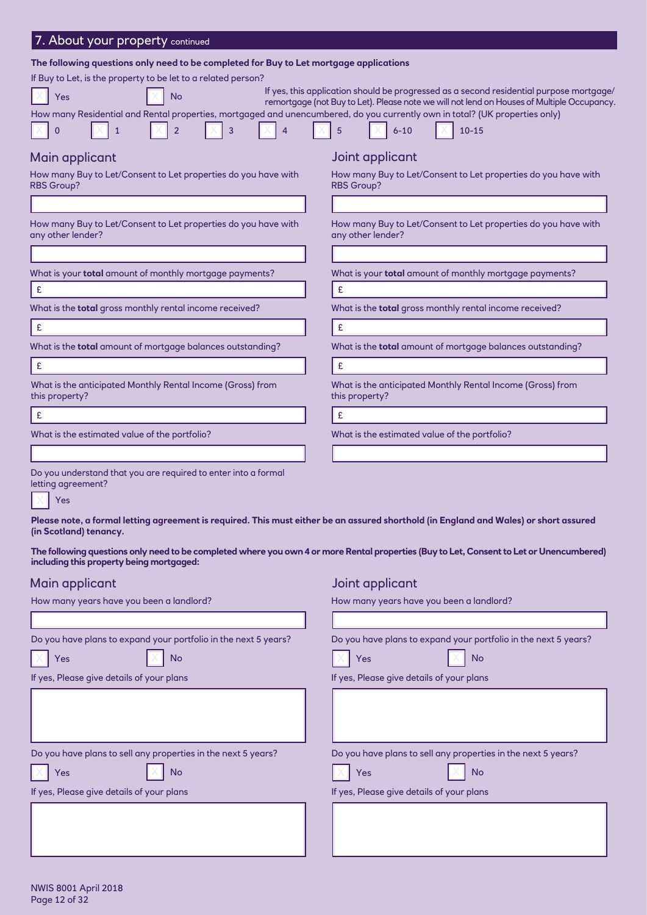## 7. About your property continued

**The following questions only need to be completed for Buy to Let mortgage applications**

If Buy to Let, is the property to be let to a related person?

☐ Yes ☐ No

If yes, this application should be progressed as a second residential purpose mortgage/remortgage (not Buy to Let). Please note we will not lend on Houses of Multiple Occupancy.

How many Residential and Rental properties, mortgaged and unencumbered, do you currently own in total? (UK properties only)

☐ 0 ☐ 1 ☐ 2 ☐ 3 ☐ 4 ☐ 5 ☐ 6-10 ☐ 10-15

### Main applicant

How many Buy to Let/Consent to Let properties do you have with RBS Group?

How many Buy to Let/Consent to Let properties do you have with any other lender?

What is your **total** amount of monthly mortgage payments?

£

What is the **total** gross monthly rental income received?

£

What is the **total** amount of mortgage balances outstanding?

£

What is the anticipated Monthly Rental Income (Gross) from this property?

£

What is the estimated value of the portfolio?

### Joint applicant

How many Buy to Let/Consent to Let properties do you have with RBS Group?

How many Buy to Let/Consent to Let properties do you have with any other lender?

What is your **total** amount of monthly mortgage payments?

£

What is the **total** gross monthly rental income received?

£

What is the **total** amount of mortgage balances outstanding?

£

What is the anticipated Monthly Rental Income (Gross) from this property?

£

What is the estimated value of the portfolio?

Do you understand that you are required to enter into a formal letting agreement?

☐ Yes

**Please note, a formal letting agreement is required. This must either be an assured shorthold (in England and Wales) or short assured (in Scotland) tenancy.**

**The following questions only need to be completed where you own 4 or more Rental properties (Buy to Let, Consent to Let or Unencumbered) including this property being mortgaged:**

### Main applicant

How many years have you been a landlord?

Do you have plans to expand your portfolio in the next 5 years?

☐ Yes ☐ No

If yes, Please give details of your plans

Do you have plans to sell any properties in the next 5 years?

☐ Yes ☐ No

If yes, Please give details of your plans

### Joint applicant

How many years have you been a landlord?

Do you have plans to expand your portfolio in the next 5 years?

☐ Yes ☐ No

If yes, Please give details of your plans

Do you have plans to sell any properties in the next 5 years?

☐ Yes ☐ No

If yes, Please give details of your plans

NWIS 8001 April 2018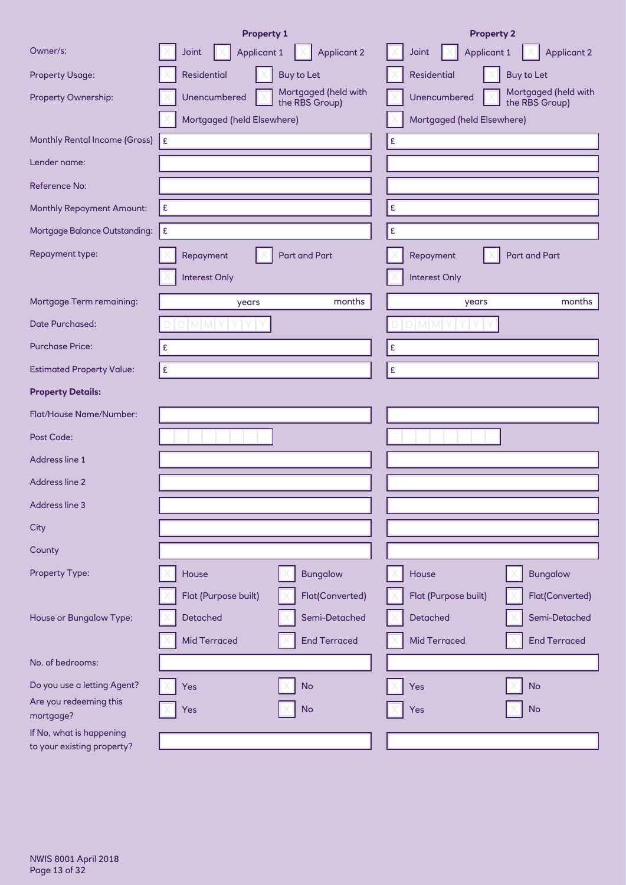| | Property 1 | Property 2 |
|---|---|---|
| Owner/s: | ☐ Joint ☐ Applicant 1 ☐ Applicant 2 | ☐ Joint ☐ Applicant 1 ☐ Applicant 2 |
| Property Usage: | ☐ Residential ☐ Buy to Let | ☐ Residential ☐ Buy to Let |
| Property Ownership: | ☐ Unencumbered ☐ Mortgaged (held with the RBS Group) ☐ Mortgaged (held Elsewhere) | ☐ Unencumbered ☐ Mortgaged (held with the RBS Group) ☐ Mortgaged (held Elsewhere) |
| Monthly Rental Income (Gross) | £ | £ |
| Lender name: | | |
| Reference No: | | |
| Monthly Repayment Amount: | £ | £ |
| Mortgage Balance Outstanding: | £ | £ |
| Repayment type: | ☐ Repayment ☐ Part and Part ☐ Interest Only | ☐ Repayment ☐ Part and Part ☐ Interest Only |
| Mortgage Term remaining: | years months | years months |
| Date Purchased: | D D M M Y Y Y Y | D D M M Y Y Y Y |
| Purchase Price: | £ | £ |
| Estimated Property Value: | £ | £ |
| **Property Details:** | | |
| Flat/House Name/Number: | | |
| Post Code: | | |
| Address line 1 | | |
| Address line 2 | | |
| Address line 3 | | |
| City | | |
| County | | |
| Property Type: | ☐ House ☐ Bungalow ☐ Flat (Purpose built) ☐ Flat(Converted) | ☐ House ☐ Bungalow ☐ Flat (Purpose built) ☐ Flat(Converted) |
| House or Bungalow Type: | ☐ Detached ☐ Semi-Detached ☐ Mid Terraced ☐ End Terraced | ☐ Detached ☐ Semi-Detached ☐ Mid Terraced ☐ End Terraced |
| No. of bedrooms: | | |
| Do you use a letting Agent? | ☐ Yes ☐ No | ☐ Yes ☐ No |
| Are you redeeming this mortgage? | ☐ Yes ☐ No | ☐ Yes ☐ No |
| If No, what is happening to your existing property? | | |

NWIS 8001 April 2018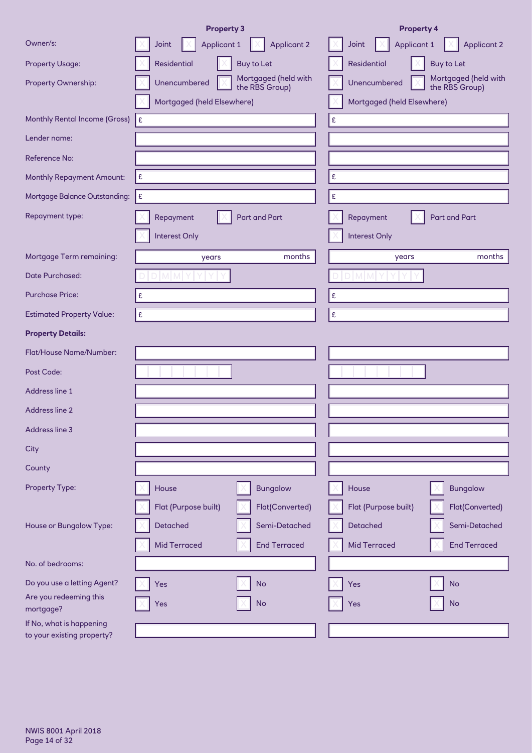| | Property 3 | Property 4 |
|---|---|---|
| Owner/s: | ☐ Joint ☐ Applicant 1 ☐ Applicant 2 | ☐ Joint ☐ Applicant 1 ☐ Applicant 2 |
| Property Usage: | ☐ Residential ☐ Buy to Let | ☐ Residential ☐ Buy to Let |
| Property Ownership: | ☐ Unencumbered ☐ Mortgaged (held with the RBS Group) ☐ Mortgaged (held Elsewhere) | ☐ Unencumbered ☐ Mortgaged (held with the RBS Group) ☐ Mortgaged (held Elsewhere) |
| Monthly Rental Income (Gross) | £ | £ |
| Lender name: | | |
| Reference No: | | |
| Monthly Repayment Amount: | £ | £ |
| Mortgage Balance Outstanding: | £ | £ |
| Repayment type: | ☐ Repayment ☐ Part and Part ☐ Interest Only | ☐ Repayment ☐ Part and Part ☐ Interest Only |
| Mortgage Term remaining: | years months | years months |
| Date Purchased: | D D M M Y Y Y Y | D D M M Y Y Y Y |
| Purchase Price: | £ | £ |
| Estimated Property Value: | £ | £ |
| **Property Details:** | | |
| Flat/House Name/Number: | | |
| Post Code: | | |
| Address line 1 | | |
| Address line 2 | | |
| Address line 3 | | |
| City | | |
| County | | |
| Property Type: | ☐ House ☐ Bungalow ☐ Flat (Purpose built) ☐ Flat(Converted) | ☐ House ☐ Bungalow ☐ Flat (Purpose built) ☐ Flat(Converted) |
| House or Bungalow Type: | ☐ Detached ☐ Semi-Detached ☐ Mid Terraced ☐ End Terraced | ☐ Detached ☐ Semi-Detached ☐ Mid Terraced ☐ End Terraced |
| No. of bedrooms: | | |
| Do you use a letting Agent? | ☐ Yes ☐ No | ☐ Yes ☐ No |
| Are you redeeming this mortgage? | ☐ Yes ☐ No | ☐ Yes ☐ No |
| If No, what is happening to your existing property? | | |

NWIS 8001 April 2018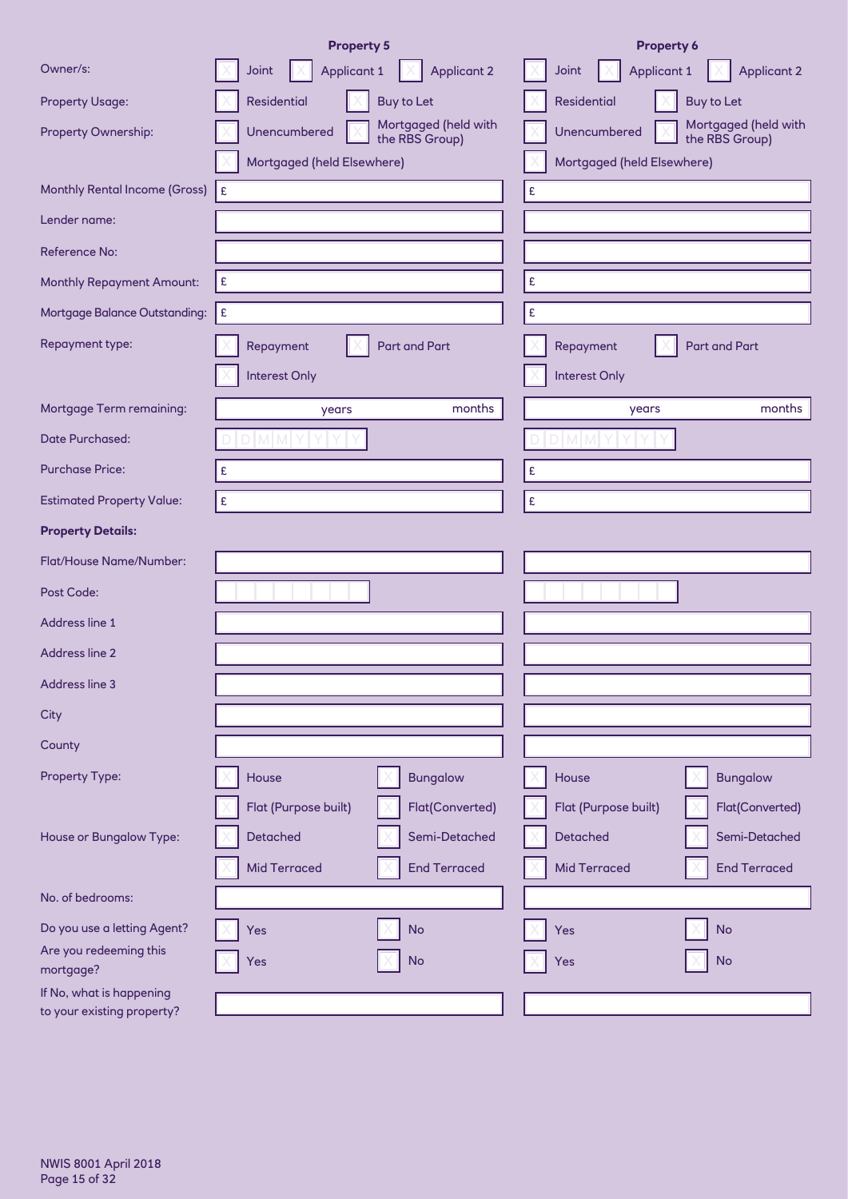| | Property 5 | Property 6 |
|---|---|---|
| Owner/s: | ☐ Joint ☐ Applicant 1 ☐ Applicant 2 | ☐ Joint ☐ Applicant 1 ☐ Applicant 2 |
| Property Usage: | ☐ Residential ☐ Buy to Let | ☐ Residential ☐ Buy to Let |
| Property Ownership: | ☐ Unencumbered ☐ Mortgaged (held with the RBS Group) ☐ Mortgaged (held Elsewhere) | ☐ Unencumbered ☐ Mortgaged (held with the RBS Group) ☐ Mortgaged (held Elsewhere) |
| Monthly Rental Income (Gross) | £ | £ |
| Lender name: | | |
| Reference No: | | |
| Monthly Repayment Amount: | £ | £ |
| Mortgage Balance Outstanding: | £ | £ |
| Repayment type: | ☐ Repayment ☐ Part and Part ☐ Interest Only | ☐ Repayment ☐ Part and Part ☐ Interest Only |
| Mortgage Term remaining: | years months | years months |
| Date Purchased: | DDMMYYYY | DDMMYYYY |
| Purchase Price: | £ | £ |
| Estimated Property Value: | £ | £ |
| **Property Details:** | | |
| Flat/House Name/Number: | | |
| Post Code: | | |
| Address line 1 | | |
| Address line 2 | | |
| Address line 3 | | |
| City | | |
| County | | |
| Property Type: | ☐ House ☐ Bungalow ☐ Flat (Purpose built) ☐ Flat(Converted) | ☐ House ☐ Bungalow ☐ Flat (Purpose built) ☐ Flat(Converted) |
| House or Bungalow Type: | ☐ Detached ☐ Semi-Detached ☐ Mid Terraced ☐ End Terraced | ☐ Detached ☐ Semi-Detached ☐ Mid Terraced ☐ End Terraced |
| No. of bedrooms: | | |
| Do you use a letting Agent? | ☐ Yes ☐ No | ☐ Yes ☐ No |
| Are you redeeming this mortgage? | ☐ Yes ☐ No | ☐ Yes ☐ No |
| If No, what is happening to your existing property? | | |

NWIS 8001 April 2018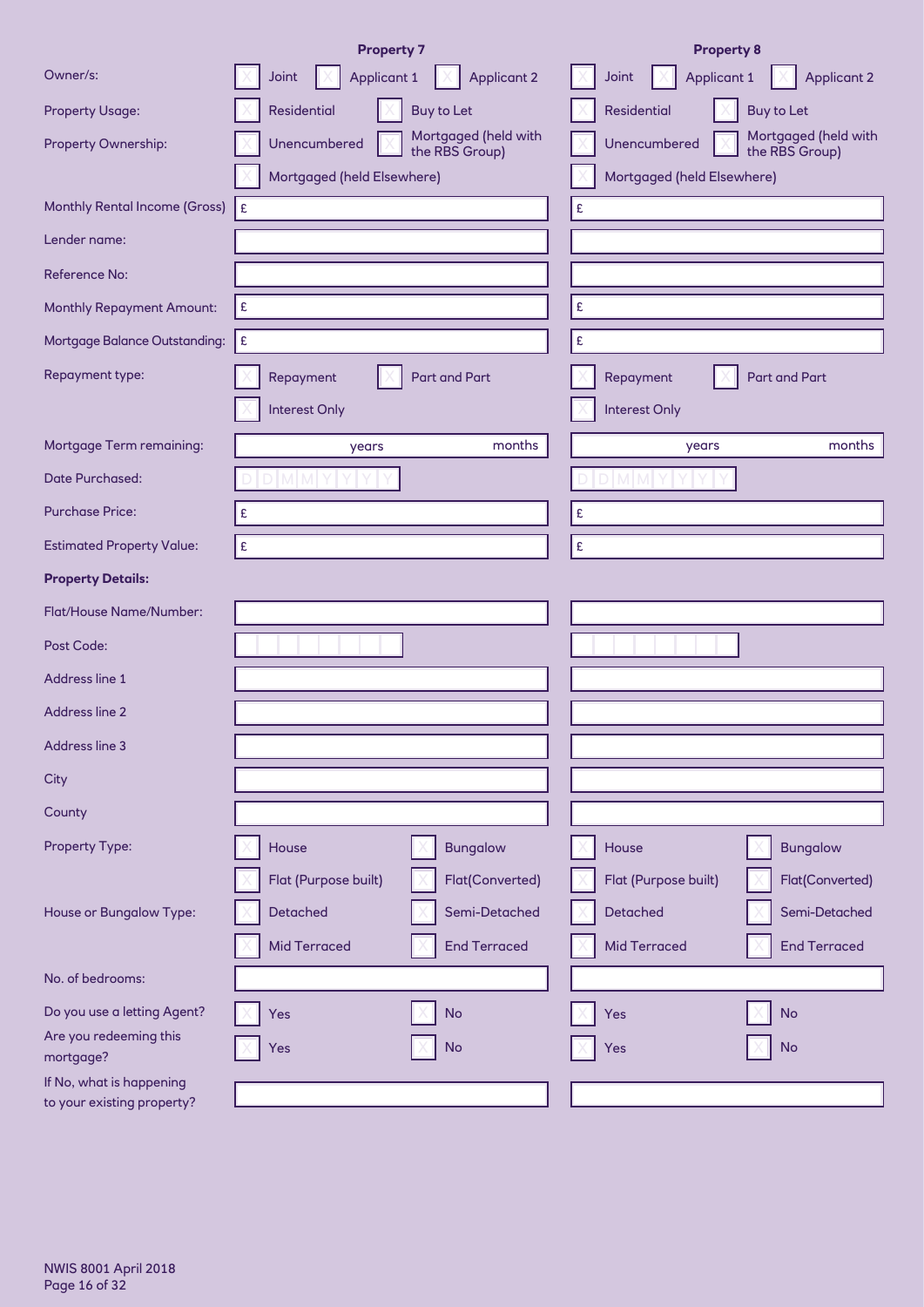| | Property 7 | Property 8 |
|---|---|---|
| Owner/s: | ☐ Joint ☐ Applicant 1 ☐ Applicant 2 | ☐ Joint ☐ Applicant 1 ☐ Applicant 2 |
| Property Usage: | ☐ Residential ☐ Buy to Let | ☐ Residential ☐ Buy to Let |
| Property Ownership: | ☐ Unencumbered ☐ Mortgaged (held with the RBS Group) ☐ Mortgaged (held Elsewhere) | ☐ Unencumbered ☐ Mortgaged (held with the RBS Group) ☐ Mortgaged (held Elsewhere) |
| Monthly Rental Income (Gross) | £ | £ |
| Lender name: | | |
| Reference No: | | |
| Monthly Repayment Amount: | £ | £ |
| Mortgage Balance Outstanding: | £ | £ |
| Repayment type: | ☐ Repayment ☐ Part and Part ☐ Interest Only | ☐ Repayment ☐ Part and Part ☐ Interest Only |
| Mortgage Term remaining: | years months | years months |
| Date Purchased: | D D M M Y Y Y Y | D D M M Y Y Y Y |
| Purchase Price: | £ | £ |
| Estimated Property Value: | £ | £ |
| **Property Details:** | | |
| Flat/House Name/Number: | | |
| Post Code: | | |
| Address line 1 | | |
| Address line 2 | | |
| Address line 3 | | |
| City | | |
| County | | |
| Property Type: | ☐ House ☐ Bungalow ☐ Flat (Purpose built) ☐ Flat(Converted) | ☐ House ☐ Bungalow ☐ Flat (Purpose built) ☐ Flat(Converted) |
| House or Bungalow Type: | ☐ Detached ☐ Semi-Detached ☐ Mid Terraced ☐ End Terraced | ☐ Detached ☐ Semi-Detached ☐ Mid Terraced ☐ End Terraced |
| No. of bedrooms: | | |
| Do you use a letting Agent? | ☐ Yes ☐ No | ☐ Yes ☐ No |
| Are you redeeming this mortgage? | ☐ Yes ☐ No | ☐ Yes ☐ No |
| If No, what is happening to your existing property? | | |

NWIS 8001 April 2018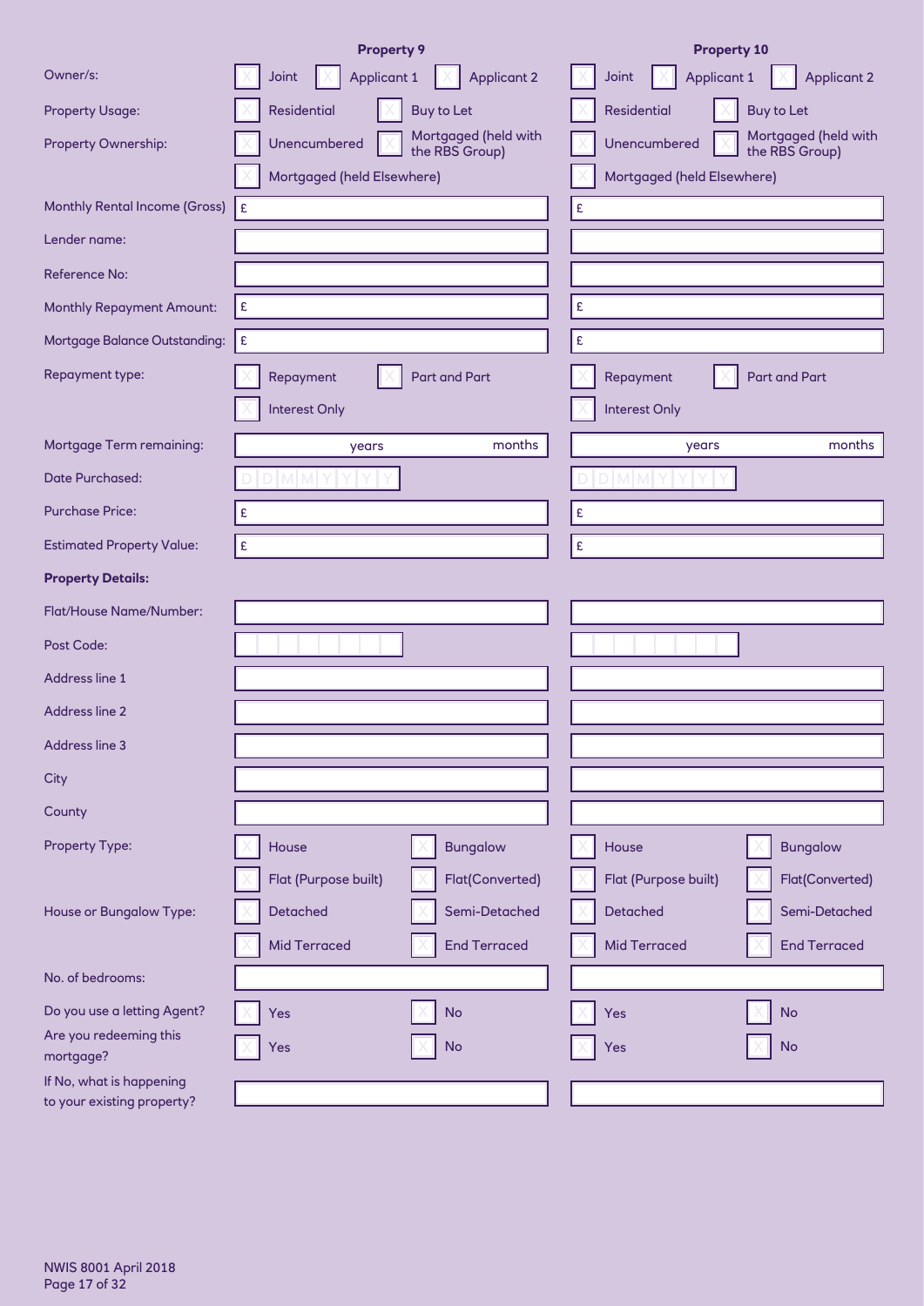| | Property 9 | Property 10 |
|---|---|---|
| Owner/s: | ☐ Joint ☐ Applicant 1 ☐ Applicant 2 | ☐ Joint ☐ Applicant 1 ☐ Applicant 2 |
| Property Usage: | ☐ Residential ☐ Buy to Let | ☐ Residential ☐ Buy to Let |
| Property Ownership: | ☐ Unencumbered ☐ Mortgaged (held with the RBS Group) ☐ Mortgaged (held Elsewhere) | ☐ Unencumbered ☐ Mortgaged (held with the RBS Group) ☐ Mortgaged (held Elsewhere) |
| Monthly Rental Income (Gross) | £ | £ |
| Lender name: | | |
| Reference No: | | |
| Monthly Repayment Amount: | £ | £ |
| Mortgage Balance Outstanding: | £ | £ |
| Repayment type: | ☐ Repayment ☐ Part and Part ☐ Interest Only | ☐ Repayment ☐ Part and Part ☐ Interest Only |
| Mortgage Term remaining: | years months | years months |
| Date Purchased: | D D M M Y Y Y Y | D D M M Y Y Y Y |
| Purchase Price: | £ | £ |
| Estimated Property Value: | £ | £ |
| **Property Details:** | | |
| Flat/House Name/Number: | | |
| Post Code: | | |
| Address line 1 | | |
| Address line 2 | | |
| Address line 3 | | |
| City | | |
| County | | |
| Property Type: | ☐ House ☐ Bungalow ☐ Flat (Purpose built) ☐ Flat(Converted) | ☐ House ☐ Bungalow ☐ Flat (Purpose built) ☐ Flat(Converted) |
| House or Bungalow Type: | ☐ Detached ☐ Semi-Detached ☐ Mid Terraced ☐ End Terraced | ☐ Detached ☐ Semi-Detached ☐ Mid Terraced ☐ End Terraced |
| No. of bedrooms: | | |
| Do you use a letting Agent? | ☐ Yes ☐ No | ☐ Yes ☐ No |
| Are you redeeming this mortgage? | ☐ Yes ☐ No | ☐ Yes ☐ No |
| If No, what is happening to your existing property? | | |

NWIS 8001 April 2018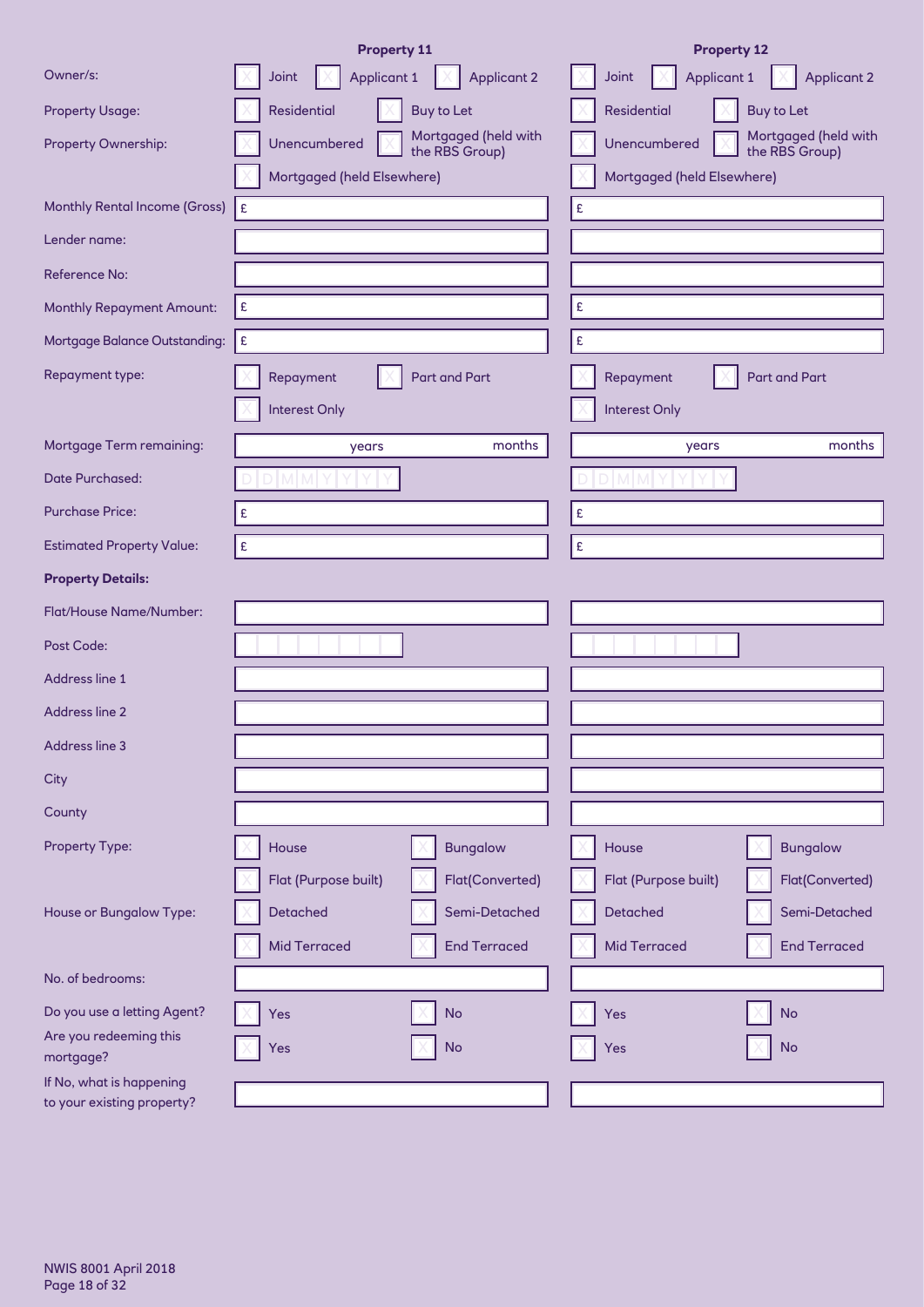| | Property 11 | Property 12 |
|---|---|---|
| Owner/s: | ☐ Joint ☐ Applicant 1 ☐ Applicant 2 | ☐ Joint ☐ Applicant 1 ☐ Applicant 2 |
| Property Usage: | ☐ Residential ☐ Buy to Let | ☐ Residential ☐ Buy to Let |
| Property Ownership: | ☐ Unencumbered ☐ Mortgaged (held with the RBS Group) ☐ Mortgaged (held Elsewhere) | ☐ Unencumbered ☐ Mortgaged (held with the RBS Group) ☐ Mortgaged (held Elsewhere) |
| Monthly Rental Income (Gross) | £ | £ |
| Lender name: | | |
| Reference No: | | |
| Monthly Repayment Amount: | £ | £ |
| Mortgage Balance Outstanding: | £ | £ |
| Repayment type: | ☐ Repayment ☐ Part and Part ☐ Interest Only | ☐ Repayment ☐ Part and Part ☐ Interest Only |
| Mortgage Term remaining: | years months | years months |
| Date Purchased: | D D M M Y Y Y Y | D D M M Y Y Y Y |
| Purchase Price: | £ | £ |
| Estimated Property Value: | £ | £ |
| **Property Details:** | | |
| Flat/House Name/Number: | | |
| Post Code: | | |
| Address line 1 | | |
| Address line 2 | | |
| Address line 3 | | |
| City | | |
| County | | |
| Property Type: | ☐ House ☐ Bungalow ☐ Flat (Purpose built) ☐ Flat(Converted) | ☐ House ☐ Bungalow ☐ Flat (Purpose built) ☐ Flat(Converted) |
| House or Bungalow Type: | ☐ Detached ☐ Semi-Detached ☐ Mid Terraced ☐ End Terraced | ☐ Detached ☐ Semi-Detached ☐ Mid Terraced ☐ End Terraced |
| No. of bedrooms: | | |
| Do you use a letting Agent? | ☐ Yes ☐ No | ☐ Yes ☐ No |
| Are you redeeming this mortgage? | ☐ Yes ☐ No | ☐ Yes ☐ No |
| If No, what is happening to your existing property? | | |

NWIS 8001 April 2018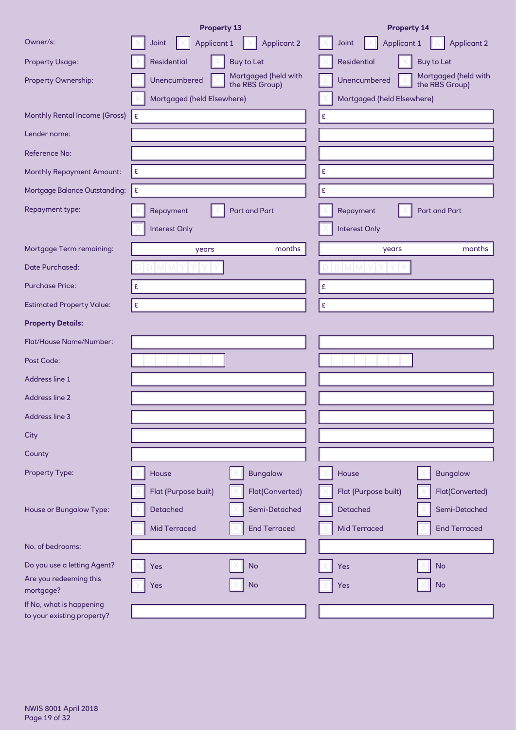| | Property 13 | Property 14 |
|---|---|---|
| Owner/s: | ☐ Joint ☐ Applicant 1 ☐ Applicant 2 | ☐ Joint ☐ Applicant 1 ☐ Applicant 2 |
| Property Usage: | ☐ Residential ☐ Buy to Let | ☐ Residential ☐ Buy to Let |
| Property Ownership: | ☐ Unencumbered ☐ Mortgaged (held with the RBS Group) ☐ Mortgaged (held Elsewhere) | ☐ Unencumbered ☐ Mortgaged (held with the RBS Group) ☐ Mortgaged (held Elsewhere) |
| Monthly Rental Income (Gross) | £ | £ |
| Lender name: | | |
| Reference No: | | |
| Monthly Repayment Amount: | £ | £ |
| Mortgage Balance Outstanding: | £ | £ |
| Repayment type: | ☐ Repayment ☐ Part and Part ☐ Interest Only | ☐ Repayment ☐ Part and Part ☐ Interest Only |
| Mortgage Term remaining: | years months | years months |
| Date Purchased: | D D M M Y Y Y Y | D D M M Y Y Y Y |
| Purchase Price: | £ | £ |
| Estimated Property Value: | £ | £ |
| **Property Details:** | | |
| Flat/House Name/Number: | | |
| Post Code: | | |
| Address line 1 | | |
| Address line 2 | | |
| Address line 3 | | |
| City | | |
| County | | |
| Property Type: | ☐ House ☐ Bungalow ☐ Flat (Purpose built) ☐ Flat(Converted) | ☐ House ☐ Bungalow ☐ Flat (Purpose built) ☐ Flat(Converted) |
| House or Bungalow Type: | ☐ Detached ☐ Semi-Detached ☐ Mid Terraced ☐ End Terraced | ☐ Detached ☐ Semi-Detached ☐ Mid Terraced ☐ End Terraced |
| No. of bedrooms: | | |
| Do you use a letting Agent? | ☐ Yes ☐ No | ☐ Yes ☐ No |
| Are you redeeming this mortgage? | ☐ Yes ☐ No | ☐ Yes ☐ No |
| If No, what is happening to your existing property? | | |

NWIS 8001 April 2018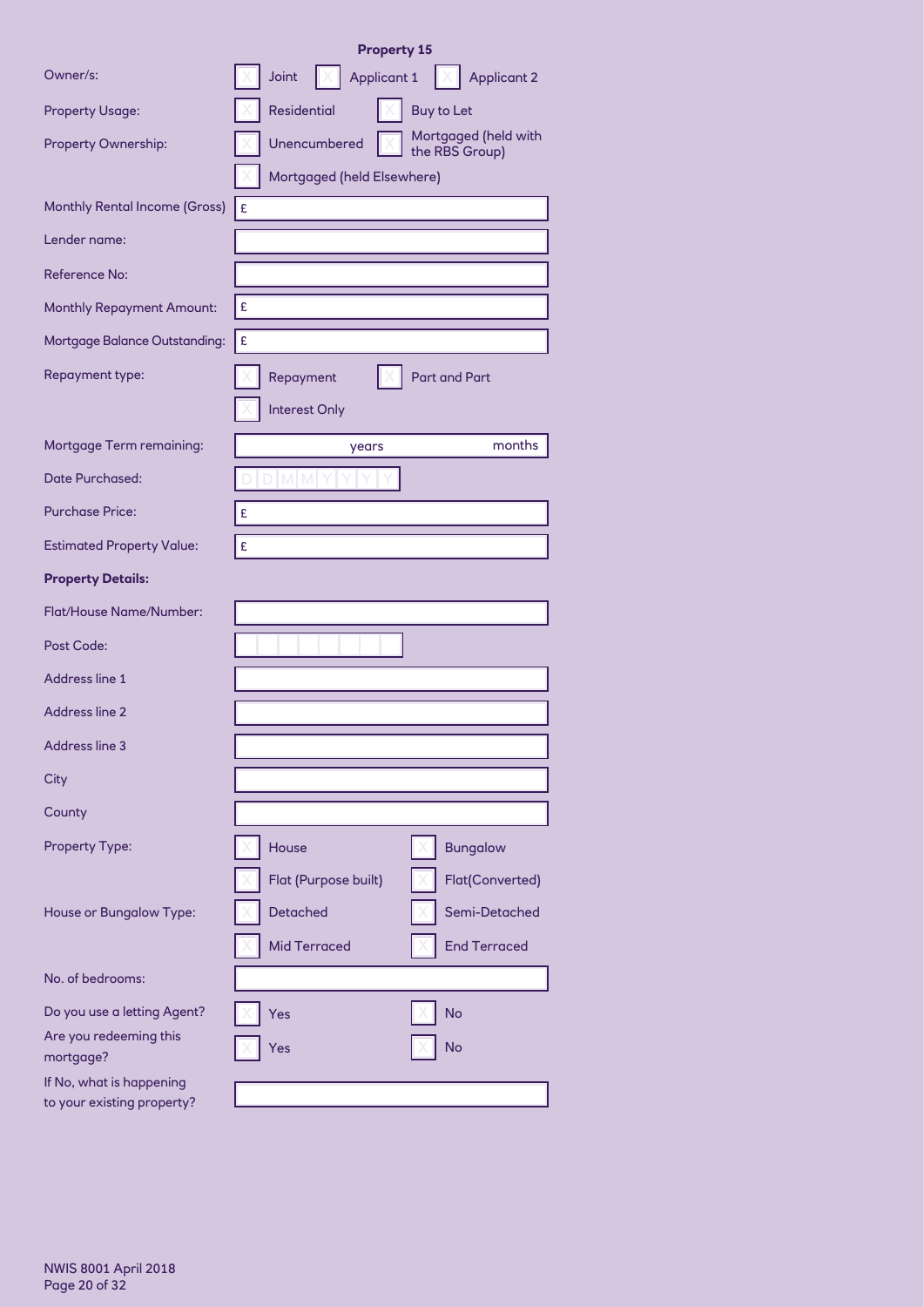## Property 15

| | | |
|---|---|---|
| Owner/s: | ☐ Joint ☐ Applicant 1 ☐ Applicant 2 | |
| Property Usage: | ☐ Residential ☐ Buy to Let | |
| Property Ownership: | ☐ Unencumbered ☐ Mortgaged (held with the RBS Group) ☐ Mortgaged (held Elsewhere) | |
| Monthly Rental Income (Gross) | £ | |
| Lender name: | | |
| Reference No: | | |
| Monthly Repayment Amount: | £ | |
| Mortgage Balance Outstanding: | £ | |
| Repayment type: | ☐ Repayment ☐ Part and Part ☐ Interest Only | |
| Mortgage Term remaining: | years months | |
| Date Purchased: | D D M M Y Y Y Y | |
| Purchase Price: | £ | |
| Estimated Property Value: | £ | |

**Property Details:**

| | |
|---|---|
| Flat/House Name/Number: | |
| Post Code: | |
| Address line 1 | |
| Address line 2 | |
| Address line 3 | |
| City | |
| County | |
| Property Type: | ☐ House ☐ Bungalow ☐ Flat (Purpose built) ☐ Flat(Converted) |
| House or Bungalow Type: | ☐ Detached ☐ Semi-Detached ☐ Mid Terraced ☐ End Terraced |
| No. of bedrooms: | |
| Do you use a letting Agent? | ☐ Yes ☐ No |
| Are you redeeming this mortgage? | ☐ Yes ☐ No |
| If No, what is happening to your existing property? | |

NWIS 8001 April 2018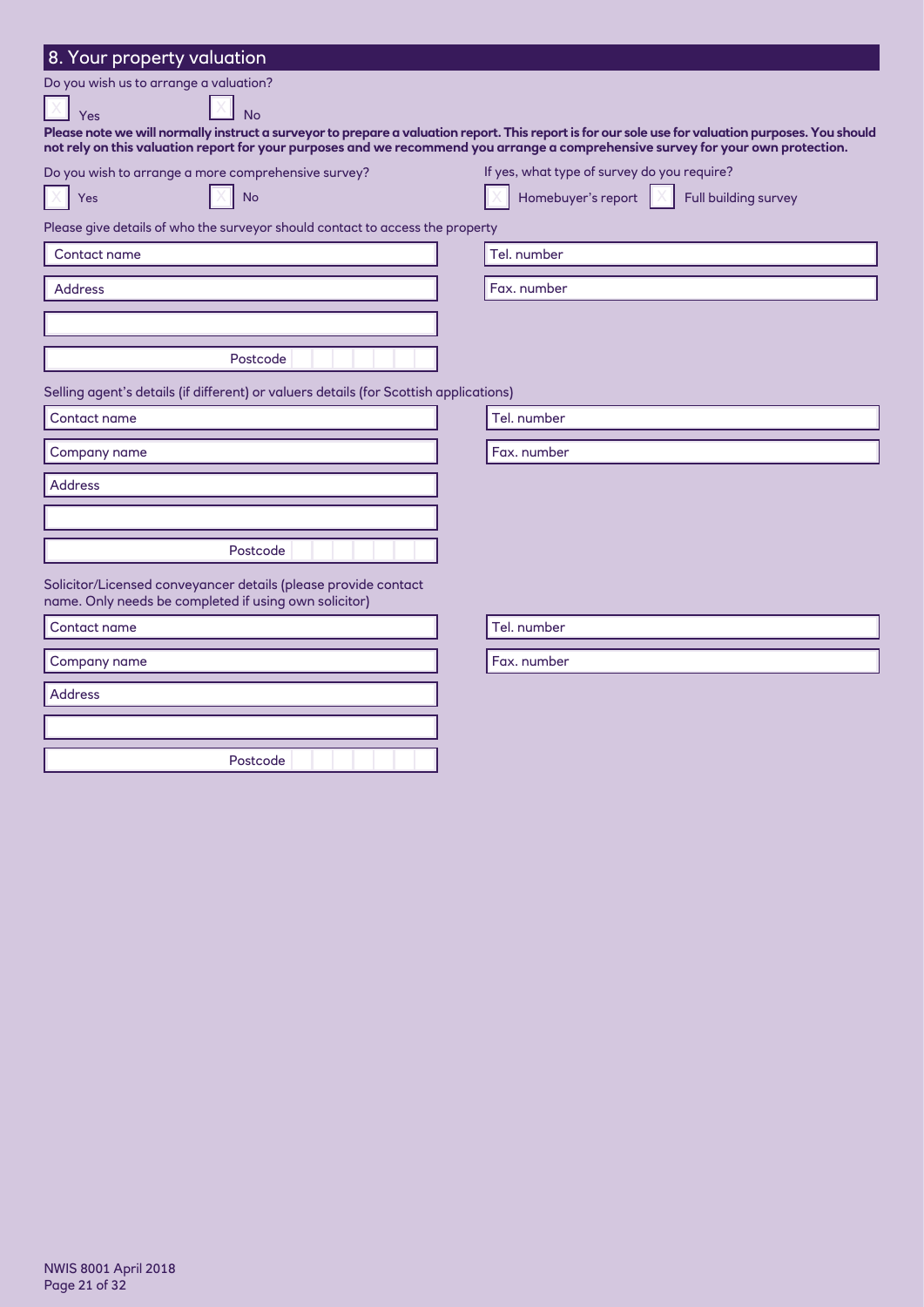## 8. Your property valuation

Do you wish us to arrange a valuation?

☐ Yes ☐ No

**Please note we will normally instruct a surveyor to prepare a valuation report. This report is for our sole use for valuation purposes. You should not rely on this valuation report for your purposes and we recommend you arrange a comprehensive survey for your own protection.**

Do you wish to arrange a more comprehensive survey?

☐ Yes ☐ No

If yes, what type of survey do you require?

☐ Homebuyer's report ☐ Full building survey

Please give details of who the surveyor should contact to access the property

Contact name

Address

Postcode

Tel. number

Fax. number

Selling agent's details (if different) or valuers details (for Scottish applications)

Contact name

Company name

Address

Postcode

Tel. number

Fax. number

Solicitor/Licensed conveyancer details (please provide contact name. Only needs be completed if using own solicitor)

Contact name

Company name

Address

Postcode

Tel. number

Fax. number

NWIS 8001 April 2018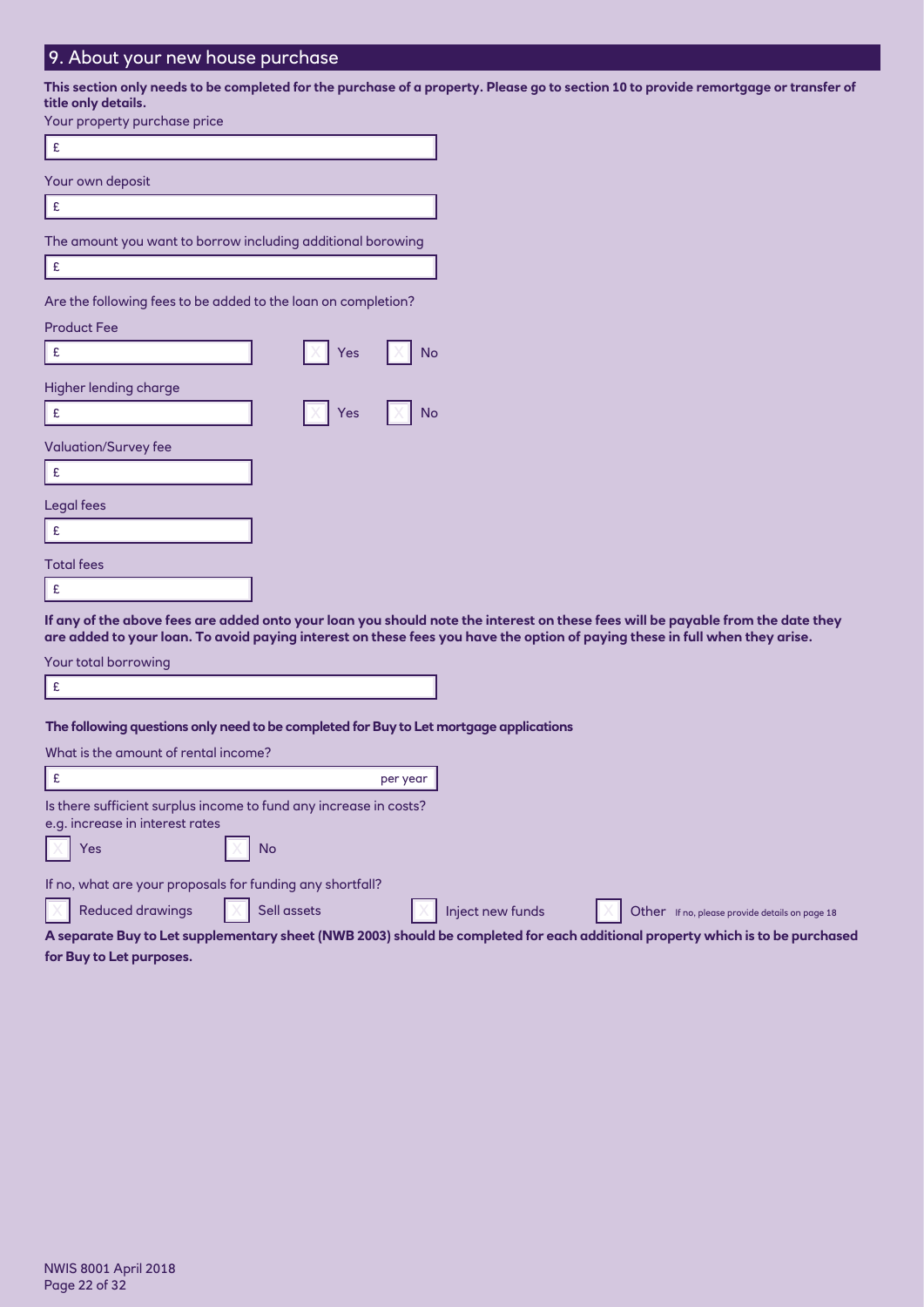## 9. About your new house purchase

**This section only needs to be completed for the purchase of a property. Please go to section 10 to provide remortgage or transfer of title only details.**

Your property purchase price

£

Your own deposit

£

The amount you want to borrow including additional borowing

£

Are the following fees to be added to the loan on completion?

Product Fee

£ ☐ Yes ☐ No

Higher lending charge

£ ☐ Yes ☐ No

Valuation/Survey fee

£

Legal fees

£

Total fees

£

**If any of the above fees are added onto your loan you should note the interest on these fees will be payable from the date they are added to your loan. To avoid paying interest on these fees you have the option of paying these in full when they arise.**

Your total borrowing

£

**The following questions only need to be completed for Buy to Let mortgage applications**

What is the amount of rental income?

£ per year

Is there sufficient surplus income to fund any increase in costs? e.g. increase in interest rates

☐ Yes ☐ No

If no, what are your proposals for funding any shortfall?

☐ Reduced drawings ☐ Sell assets ☐ Inject new funds ☐ Other If no, please provide details on page 18

**A separate Buy to Let supplementary sheet (NWB 2003) should be completed for each additional property which is to be purchased for Buy to Let purposes.**

NWIS 8001 April 2018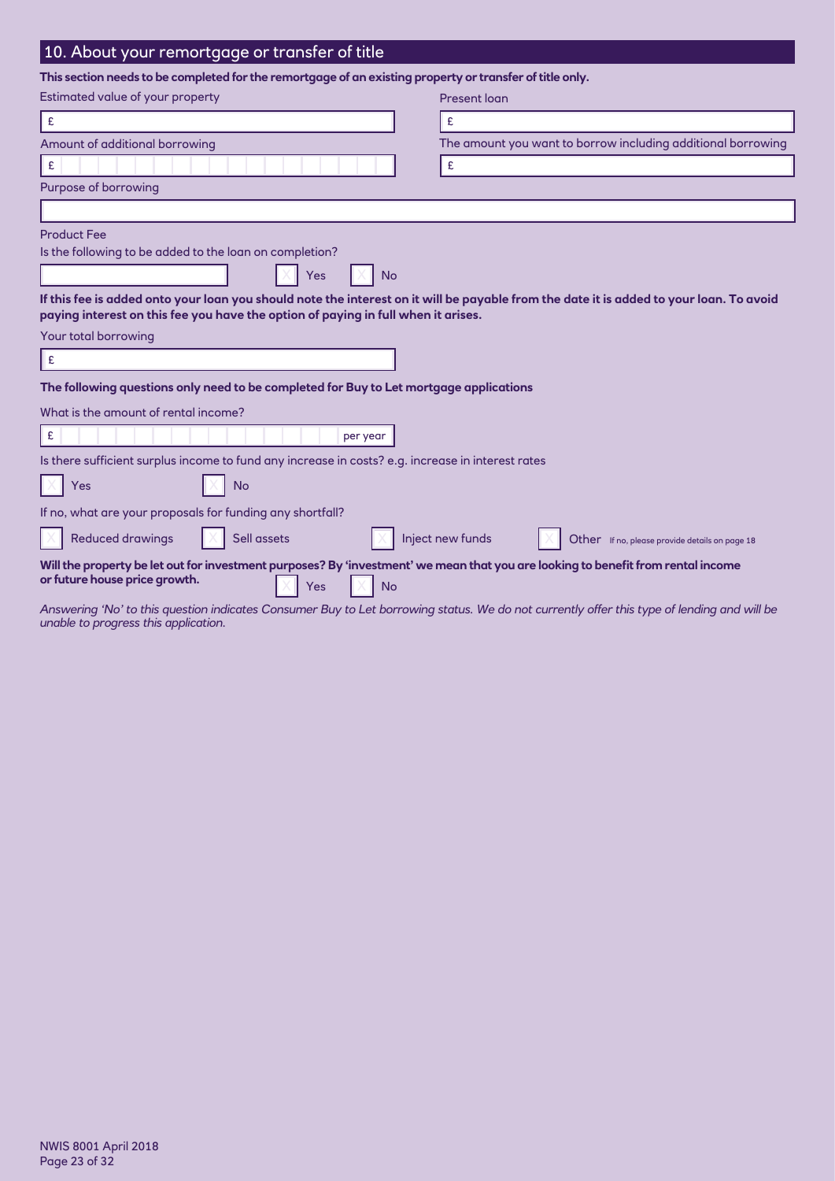## 10. About your remortgage or transfer of title

**This section needs to be completed for the remortgage of an existing property or transfer of title only.**

Estimated value of your property

£

Present loan

£

Amount of additional borrowing

£

The amount you want to borrow including additional borrowing

£

Purpose of borrowing

Product Fee

Is the following to be added to the loan on completion?

☐ Yes ☐ No

**If this fee is added onto your loan you should note the interest on it will be payable from the date it is added to your loan. To avoid paying interest on this fee you have the option of paying in full when it arises.**

Your total borrowing

£

**The following questions only need to be completed for Buy to Let mortgage applications**

What is the amount of rental income?

£ per year

Is there sufficient surplus income to fund any increase in costs? e.g. increase in interest rates

☐ Yes ☐ No

If no, what are your proposals for funding any shortfall?

☐ Reduced drawings ☐ Sell assets ☐ Inject new funds ☐ Other If no, please provide details on page 18

**Will the property be let out for investment purposes? By 'investment' we mean that you are looking to benefit from rental income or future house price growth.** ☐ Yes ☐ No

*Answering 'No' to this question indicates Consumer Buy to Let borrowing status. We do not currently offer this type of lending and will be unable to progress this application.*

NWIS 8001 April 2018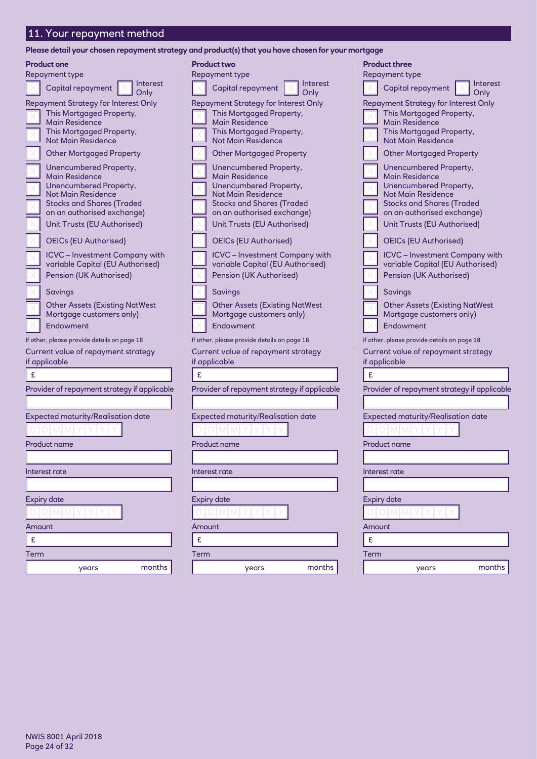## 11. Your repayment method

**Please detail your chosen repayment strategy and product(s) that you have chosen for your mortgage**

### Product one

Repayment type

- ☐ Capital repayment
- ☐ Interest Only

Repayment Strategy for Interest Only

- ☐ This Mortgaged Property, Main Residence
- ☐ This Mortgaged Property, Not Main Residence
- ☐ Other Mortgaged Property
- ☐ Unencumbered Property, Main Residence
- ☐ Unencumbered Property, Not Main Residence
- ☐ Stocks and Shares (Traded on an authorised exchange)
- ☐ Unit Trusts (EU Authorised)
- ☐ OEICs (EU Authorised)
- ☐ ICVC – Investment Company with variable Capital (EU Authorised)
- ☐ Pension (UK Authorised)
- ☐ Savings
- ☐ Other Assets (Existing NatWest Mortgage customers only)
- ☐ Endowment

If other, please provide details on page 18

Current value of repayment strategy if applicable: £

Provider of repayment strategy if applicable:

Expected maturity/Realisation date: DD/MM/YYYY

Product name:

Interest rate:

Expiry date: DD/MM/YYYY

Amount: £

Term: years months

### Product two

Repayment type

- ☐ Capital repayment
- ☐ Interest Only

Repayment Strategy for Interest Only

- ☐ This Mortgaged Property, Main Residence
- ☐ This Mortgaged Property, Not Main Residence
- ☐ Other Mortgaged Property
- ☐ Unencumbered Property, Main Residence
- ☐ Unencumbered Property, Not Main Residence
- ☐ Stocks and Shares (Traded on an authorised exchange)
- ☐ Unit Trusts (EU Authorised)
- ☐ OEICs (EU Authorised)
- ☐ ICVC – Investment Company with variable Capital (EU Authorised)
- ☐ Pension (UK Authorised)
- ☐ Savings
- ☐ Other Assets (Existing NatWest Mortgage customers only)
- ☐ Endowment

If other, please provide details on page 18

Current value of repayment strategy if applicable: £

Provider of repayment strategy if applicable:

Expected maturity/Realisation date: DD/MM/YYYY

Product name:

Interest rate:

Expiry date: DD/MM/YYYY

Amount: £

Term: years months

### Product three

Repayment type

- ☐ Capital repayment
- ☐ Interest Only

Repayment Strategy for Interest Only

- ☐ This Mortgaged Property, Main Residence
- ☐ This Mortgaged Property, Not Main Residence
- ☐ Other Mortgaged Property
- ☐ Unencumbered Property, Main Residence
- ☐ Unencumbered Property, Not Main Residence
- ☐ Stocks and Shares (Traded on an authorised exchange)
- ☐ Unit Trusts (EU Authorised)
- ☐ OEICs (EU Authorised)
- ☐ ICVC – Investment Company with variable Capital (EU Authorised)
- ☐ Pension (UK Authorised)
- ☐ Savings
- ☐ Other Assets (Existing NatWest Mortgage customers only)
- ☐ Endowment

If other, please provide details on page 18

Current value of repayment strategy if applicable: £

Provider of repayment strategy if applicable:

Expected maturity/Realisation date: DD/MM/YYYY

Product name:

Interest rate:

Expiry date: DD/MM/YYYY

Amount: £

Term: years months

NWIS 8001 April 2018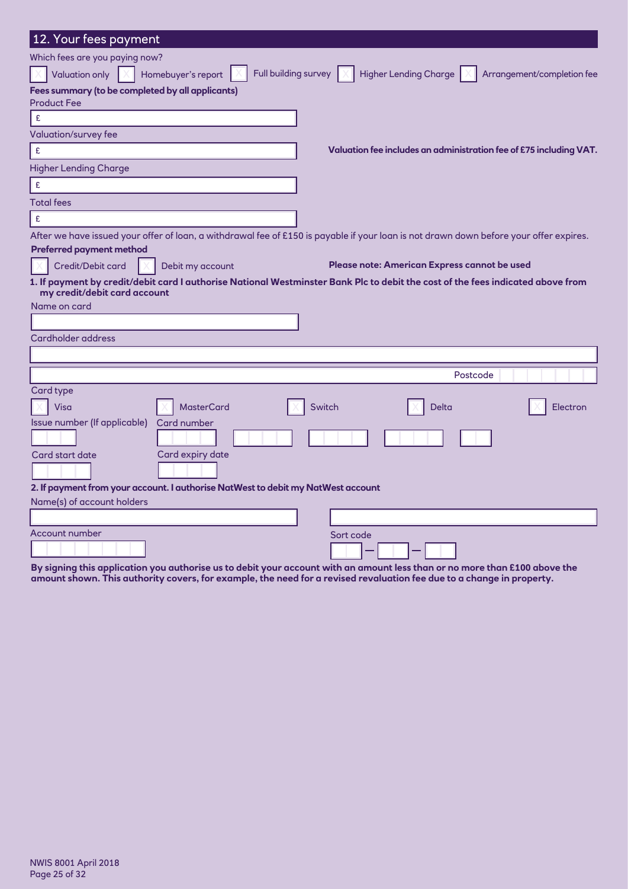## 12. Your fees payment

Which fees are you paying now?

☐ Valuation only ☐ Homebuyer's report ☐ Full building survey ☐ Higher Lending Charge ☐ Arrangement/completion fee

**Fees summary (to be completed by all applicants)**

Product Fee

£

Valuation/survey fee

£

**Valuation fee includes an administration fee of £75 including VAT.**

Higher Lending Charge

£

Total fees

£

After we have issued your offer of loan, a withdrawal fee of £150 is payable if your loan is not drawn down before your offer expires.

**Preferred payment method**

☐ Credit/Debit card ☐ Debit my account

**Please note: American Express cannot be used**

**1. If payment by credit/debit card I authorise National Westminster Bank Plc to debit the cost of the fees indicated above from my credit/debit card account**

Name on card

Cardholder address

Postcode

Card type

☐ Visa ☐ MasterCard ☐ Switch ☐ Delta ☐ Electron

Issue number (If applicable)

Card number

Card start date

Card expiry date

**2. If payment from your account. I authorise NatWest to debit my NatWest account**

Name(s) of account holders

Account number

Sort code

**By signing this application you authorise us to debit your account with an amount less than or no more than £100 above the amount shown. This authority covers, for example, the need for a revised revaluation fee due to a change in property.**

NWIS 8001 April 2018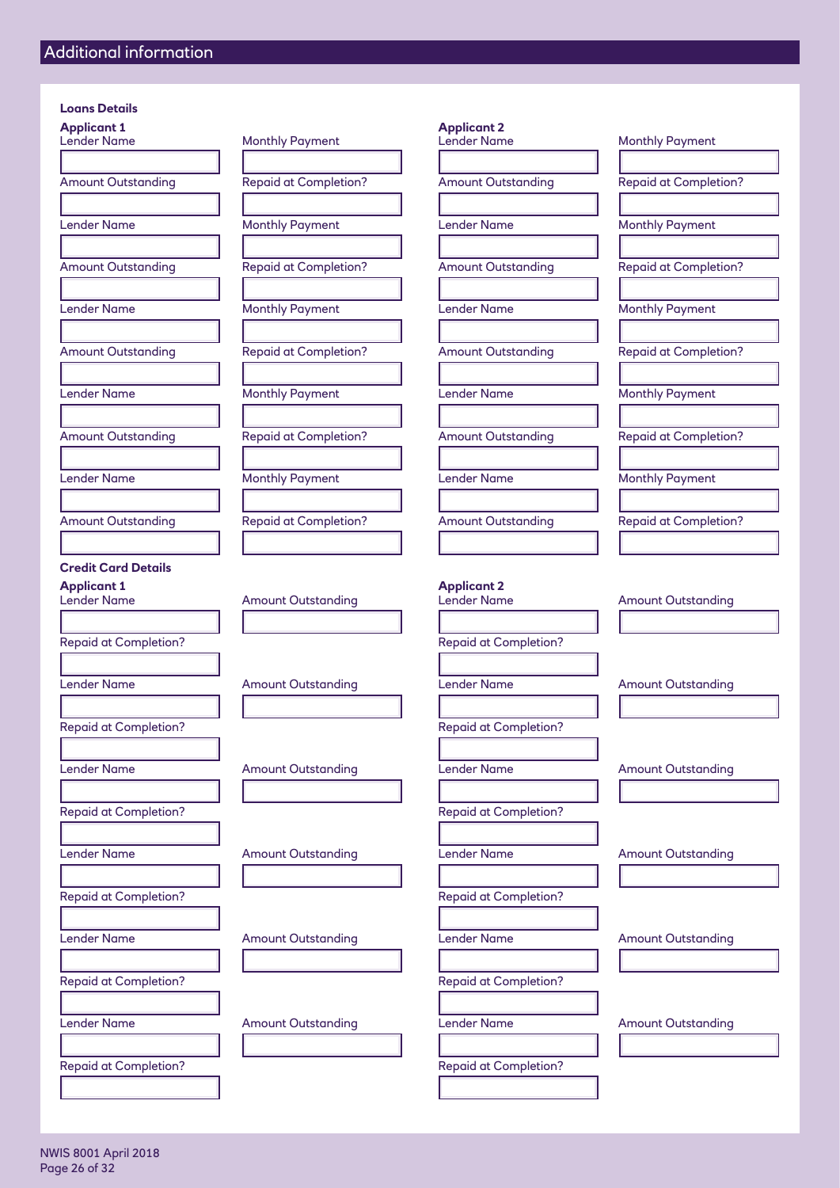## Additional information

**Loans Details**

**Applicant 1**

| Lender Name | Monthly Payment |
|---|---|
| | |
| **Amount Outstanding** | **Repaid at Completion?** |
| | |
| **Lender Name** | **Monthly Payment** |
| | |
| **Amount Outstanding** | **Repaid at Completion?** |
| | |
| **Lender Name** | **Monthly Payment** |
| | |
| **Amount Outstanding** | **Repaid at Completion?** |
| | |
| **Lender Name** | **Monthly Payment** |
| | |
| **Amount Outstanding** | **Repaid at Completion?** |
| | |
| **Lender Name** | **Monthly Payment** |
| | |
| **Amount Outstanding** | **Repaid at Completion?** |
| | |

**Applicant 2**

| Lender Name | Monthly Payment |
|---|---|
| | |
| **Amount Outstanding** | **Repaid at Completion?** |
| | |
| **Lender Name** | **Monthly Payment** |
| | |
| **Amount Outstanding** | **Repaid at Completion?** |
| | |
| **Lender Name** | **Monthly Payment** |
| | |
| **Amount Outstanding** | **Repaid at Completion?** |
| | |
| **Lender Name** | **Monthly Payment** |
| | |
| **Amount Outstanding** | **Repaid at Completion?** |
| | |
| **Lender Name** | **Monthly Payment** |
| | |
| **Amount Outstanding** | **Repaid at Completion?** |
| | |

**Credit Card Details**

**Applicant 1**

| Lender Name | Amount Outstanding |
|---|---|
| | |
| **Repaid at Completion?** | |
| | |
| **Lender Name** | **Amount Outstanding** |
| | |
| **Repaid at Completion?** | |
| | |
| **Lender Name** | **Amount Outstanding** |
| | |
| **Repaid at Completion?** | |
| | |
| **Lender Name** | **Amount Outstanding** |
| | |
| **Repaid at Completion?** | |
| | |
| **Lender Name** | **Amount Outstanding** |
| | |
| **Repaid at Completion?** | |
| | |
| **Lender Name** | **Amount Outstanding** |
| | |
| **Repaid at Completion?** | |
| | |

**Applicant 2**

| Lender Name | Amount Outstanding |
|---|---|
| | |
| **Repaid at Completion?** | |
| | |
| **Lender Name** | **Amount Outstanding** |
| | |
| **Repaid at Completion?** | |
| | |
| **Lender Name** | **Amount Outstanding** |
| | |
| **Repaid at Completion?** | |
| | |
| **Lender Name** | **Amount Outstanding** |
| | |
| **Repaid at Completion?** | |
| | |
| **Lender Name** | **Amount Outstanding** |
| | |
| **Repaid at Completion?** | |
| | |
| **Lender Name** | **Amount Outstanding** |
| | |
| **Repaid at Completion?** | |
| | |

NWIS 8001 April 2018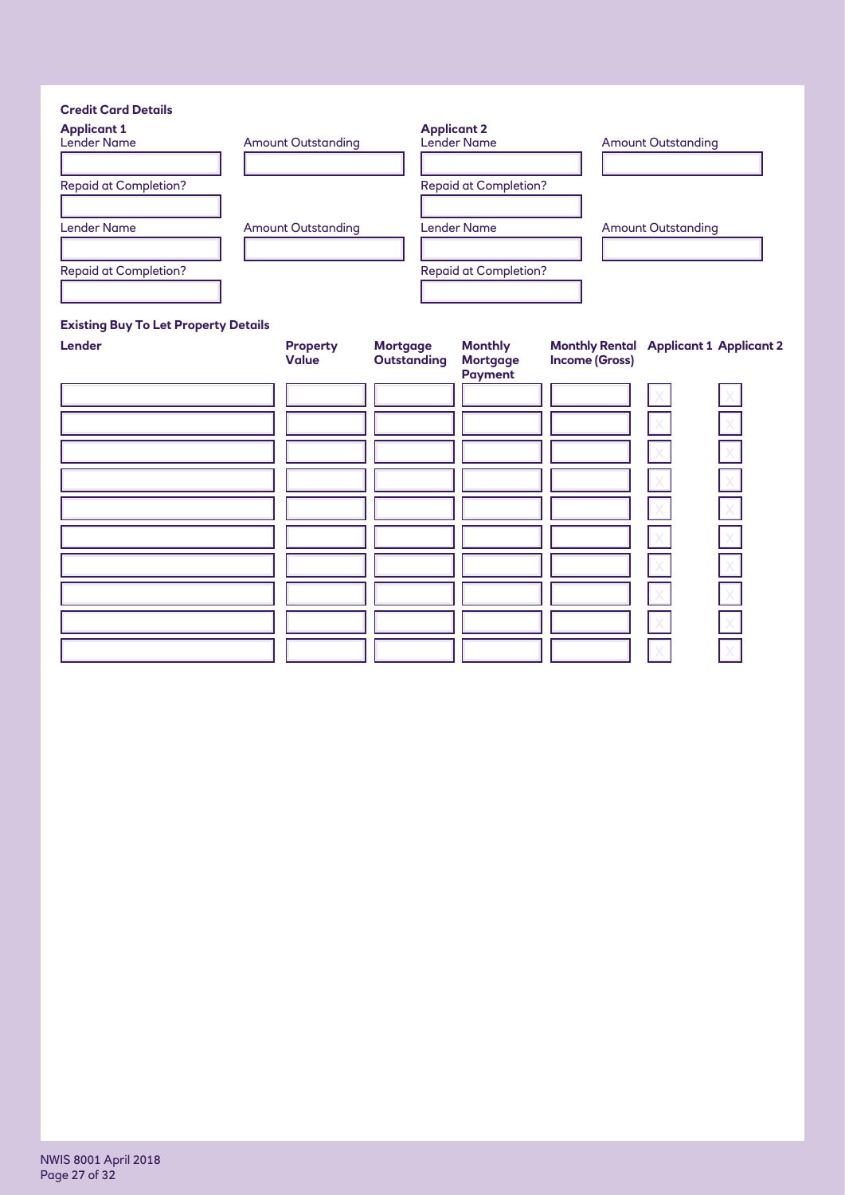### Credit Card Details

**Applicant 1**

| Lender Name | Amount Outstanding |
|---|---|
| | |

Repaid at Completion?

| Lender Name | Amount Outstanding |
|---|---|
| | |

Repaid at Completion?

**Applicant 2**

| Lender Name | Amount Outstanding |
|---|---|
| | |

Repaid at Completion?

| Lender Name | Amount Outstanding |
|---|---|
| | |

Repaid at Completion?

### Existing Buy To Let Property Details

| Lender | Property Value | Mortgage Outstanding | Monthly Mortgage Payment | Monthly Rental Income (Gross) | Applicant 1 | Applicant 2 |
|---|---|---|---|---|---|---|
| | | | | | X | X |
| | | | | | X | X |
| | | | | | X | X |
| | | | | | X | X |
| | | | | | X | X |
| | | | | | X | X |
| | | | | | X | X |
| | | | | | X | X |
| | | | | | X | X |
| | | | | | X | X |

NWIS 8001 April 2018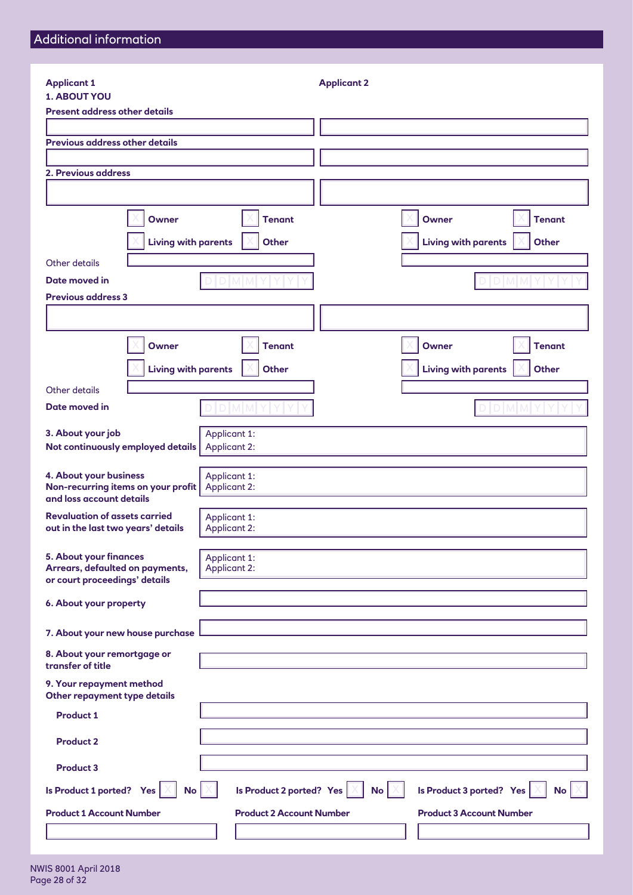## Additional information

**Applicant 1** | **Applicant 2**

**1. ABOUT YOU**

**Present address other details**

| Applicant 1 | Applicant 2 |
|---|---|
| | |

**Previous address other details**

| Applicant 1 | Applicant 2 |
|---|---|
| | |

**2. Previous address**

| Applicant 1 | Applicant 2 |
|---|---|
| | |
| ☐ **Owner** ☐ **Tenant** | ☐ **Owner** ☐ **Tenant** |
| ☐ **Living with parents** ☐ **Other** | ☐ **Living with parents** ☐ **Other** |
| Other details: | Other details: |
| **Date moved in** D D M M Y Y Y Y | D D M M Y Y Y Y |

**Previous address 3**

| Applicant 1 | Applicant 2 |
|---|---|
| | |
| ☐ **Owner** ☐ **Tenant** | ☐ **Owner** ☐ **Tenant** |
| ☐ **Living with parents** ☐ **Other** | ☐ **Living with parents** ☐ **Other** |
| Other details: | Other details: |
| **Date moved in** D D M M Y Y Y Y | D D M M Y Y Y Y |

**3. About your job**
**Not continuously employed details**

Applicant 1:
Applicant 2:

**4. About your business**
**Non-recurring items on your profit and loss account details**

Applicant 1:
Applicant 2:

**Revaluation of assets carried out in the last two years' details**

Applicant 1:
Applicant 2:

**5. About your finances**
**Arrears, defaulted on payments, or court proceedings' details**

Applicant 1:
Applicant 2:

**6. About your property**

**7. About your new house purchase**

**8. About your remortgage or transfer of title**

**9. Your repayment method**
**Other repayment type details**

**Product 1**

**Product 2**

**Product 3**

**Is Product 1 ported? Yes** ☐ **No** ☐ | **Is Product 2 ported? Yes** ☐ **No** ☐ | **Is Product 3 ported? Yes** ☐ **No** ☐

| **Product 1 Account Number** | **Product 2 Account Number** | **Product 3 Account Number** |
|---|---|---|
| | | |

NWIS 8001 April 2018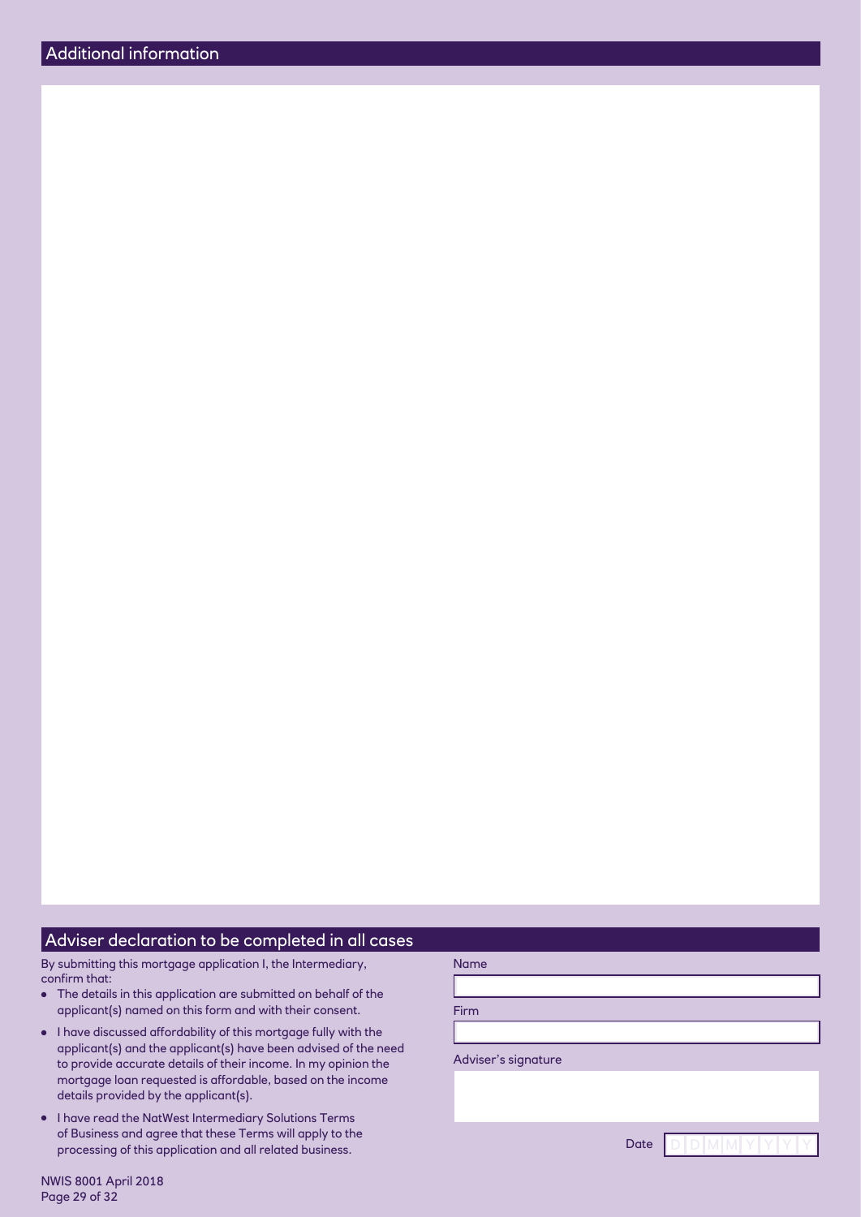## Additional information

## Adviser declaration to be completed in all cases

By submitting this mortgage application I, the Intermediary, confirm that:

- The details in this application are submitted on behalf of the applicant(s) named on this form and with their consent.
- I have discussed affordability of this mortgage fully with the applicant(s) and the applicant(s) have been advised of the need to provide accurate details of their income. In my opinion the mortgage loan requested is affordable, based on the income details provided by the applicant(s).
- I have read the NatWest Intermediary Solutions Terms of Business and agree that these Terms will apply to the processing of this application and all related business.

Name

Firm

Adviser's signature

Date D D M M Y Y Y Y

NWIS 8001 April 2018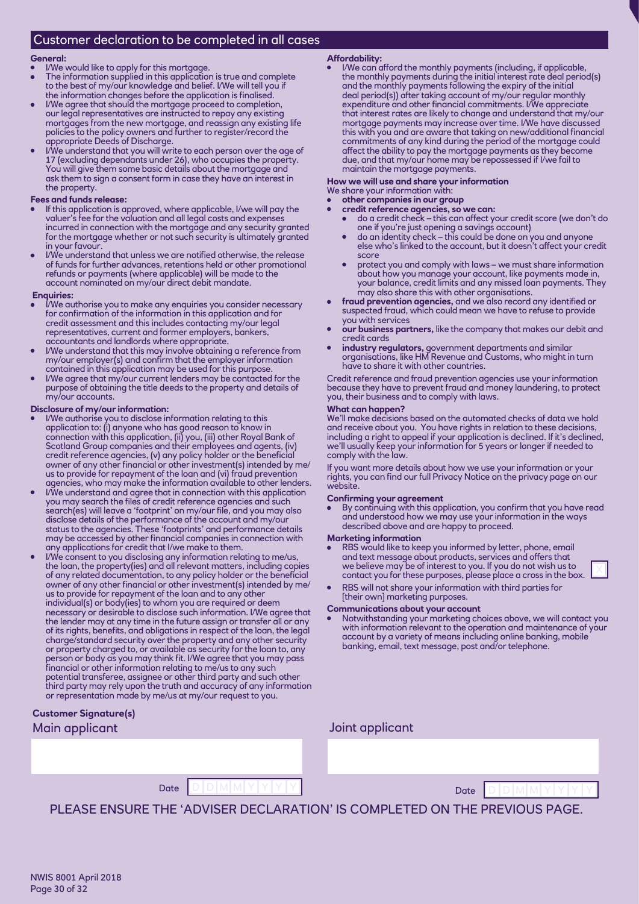## Customer declaration to be completed in all cases

**General:**

- I/We would like to apply for this mortgage.
- The information supplied in this application is true and complete to the best of my/our knowledge and belief. I/We will tell you if the information changes before the application is finalised.
- I/We agree that should the mortgage proceed to completion, our legal representatives are instructed to repay any existing mortgages from the new mortgage, and reassign any existing life policies to the policy owners and further to register/record the appropriate Deeds of Discharge.
- I/We understand that you will write to each person over the age of 17 (excluding dependants under 26), who occupies the property. You will give them some basic details about the mortgage and ask them to sign a consent form in case they have an interest in the property.

**Fees and funds release:**

- If this application is approved, where applicable, I/we will pay the valuer's fee for the valuation and all legal costs and expenses incurred in connection with the mortgage and any security granted for the mortgage whether or not such security is ultimately granted in your favour.
- I/We understand that unless we are notified otherwise, the release of funds for further advances, retentions held or other promotional refunds or payments (where applicable) will be made to the account nominated on my/our direct debit mandate.

**Enquiries:**

- I/We authorise you to make any enquiries you consider necessary for confirmation of the information in this application and for credit assessment and this includes contacting my/our legal representatives, current and former employers, bankers, accountants and landlords where appropriate.
- I/We understand that this may involve obtaining a reference from my/our employer(s) and confirm that the employer information contained in this application may be used for this purpose.
- I/We agree that my/our current lenders may be contacted for the purpose of obtaining the title deeds to the property and details of my/our accounts.

**Disclosure of my/our information:**

- I/We authorise you to disclose information relating to this application to: (i) anyone who has good reason to know in connection with this application, (ii) you, (iii) other Royal Bank of Scotland Group companies and their employees and agents, (iv) credit reference agencies, (v) any policy holder or the beneficial owner of any other financial or other investment(s) intended by me/us to provide for repayment of the loan and (vi) fraud prevention agencies, who may make the information available to other lenders.
- I/We understand and agree that in connection with this application you may search the files of credit reference agencies and such search(es) will leave a 'footprint' on my/our file, and you may also disclose details of the performance of the account and my/our status to the agencies. These 'footprints' and performance details may be accessed by other financial companies in connection with any applications for credit that I/we make to them.
- I/We consent to you disclosing any information relating to me/us, the loan, the property(ies) and all relevant matters, including copies of any related documentation, to any policy holder or the beneficial owner of any other financial or other investment(s) intended by me/us to provide for repayment of the loan and to any other individual(s) or body(ies) to whom you are required or deem necessary or desirable to disclose such information. I/We agree that the lender may at any time in the future assign or transfer all or any of its rights, benefits, and obligations in respect of the loan, the legal charge/standard security over the property and any other security or property charged to, or available as security for the loan to, any person or body as you may think fit. I/We agree that you may pass financial or other information relating to me/us to any such potential transferee, assignee or other third party and such other third party may rely upon the truth and accuracy of any information or representation made by me/us at my/our request to you.

**Affordability:**

- I/We can afford the monthly payments (including, if applicable, the monthly payments during the initial interest rate deal period(s) and the monthly payments following the expiry of the initial deal period(s)) after taking account of my/our regular monthly expenditure and other financial commitments. I/We appreciate that interest rates are likely to change and understand that my/our mortgage payments may increase over time. I/We have discussed this with you and are aware that taking on new/additional financial commitments of any kind during the period of the mortgage could affect the ability to pay the mortgage payments as they become due, and that my/our home may be repossessed if I/we fail to maintain the mortgage payments.

**How we will use and share your information**

We share your information with:

- **other companies in our group**
- **credit reference agencies, so we can:**
  - do a credit check – this can affect your credit score (we don't do one if you're just opening a savings account)
  - do an identity check – this could be done on you and anyone else who's linked to the account, but it doesn't affect your credit score
  - protect you and comply with laws – we must share information about how you manage your account, like payments made in, your balance, credit limits and any missed loan payments. They may also share this with other organisations.
- **fraud prevention agencies,** and we also record any identified or suspected fraud, which could mean we have to refuse to provide you with services
- **our business partners,** like the company that makes our debit and credit cards
- **industry regulators,** government departments and similar organisations, like HM Revenue and Customs, who might in turn have to share it with other countries.

Credit reference and fraud prevention agencies use your information because they have to prevent fraud and money laundering, to protect you, their business and to comply with laws.

**What can happen?**

We'll make decisions based on the automated checks of data we hold and receive about you. You have rights in relation to these decisions, including a right to appeal if your application is declined. If it's declined, we'll usually keep your information for 5 years or longer if needed to comply with the law.

If you want more details about how we use your information or your rights, you can find our full Privacy Notice on the privacy page on our website.

**Confirming your agreement**

- By continuing with this application, you confirm that you have read and understood how we may use your information in the ways described above and are happy to proceed.

**Marketing information**

- RBS would like to keep you informed by letter, phone, email and text message about products, services and offers that we believe may be of interest to you. If you do not wish us to contact you for these purposes, please place a cross in the box. ☐
- RBS will not share your information with third parties for [their own] marketing purposes.

**Communications about your account**

- Notwithstanding your marketing choices above, we will contact you with information relevant to the operation and maintenance of your account by a variety of means including online banking, mobile banking, email, text message, post and/or telephone.

**Customer Signature(s)**

| Main applicant | Joint applicant |
| --- | --- |
| | |
| Date D D M M Y Y Y Y | Date D D M M Y Y Y Y |

PLEASE ENSURE THE 'ADVISER DECLARATION' IS COMPLETED ON THE PREVIOUS PAGE.

NWIS 8001 April 2018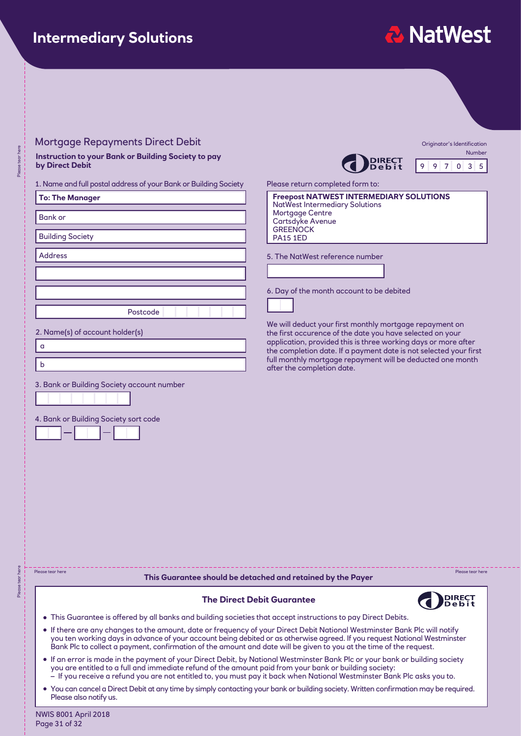# Intermediary Solutions

NatWest

## Mortgage Repayments Direct Debit

**Instruction to your Bank or Building Society to pay by Direct Debit**

DIRECT Debit

Originator's Identification Number

| 9 | 9 | 7 | 0 | 3 | 5 |
|---|---|---|---|---|---|

1. Name and full postal address of your Bank or Building Society

**To: The Manager**

Bank or

Building Society

Address

Postcode

2. Name(s) of account holder(s)

a

b

3. Bank or Building Society account number

4. Bank or Building Society sort code

— —

Please return completed form to:

**Freepost NATWEST INTERMEDIARY SOLUTIONS**
NatWest Intermediary Solutions
Mortgage Centre
Cartsdyke Avenue
GREENOCK
PA15 1ED

5. The NatWest reference number

6. Day of the month account to be debited

We will deduct your first monthly mortgage repayment on the first occurence of the date you have selected on your application, provided this is three working days or more after the completion date. If a payment date is not selected your first full monthly mortgage repayment will be deducted one month after the completion date.

Please tear here

**This Guarantee should be detached and retained by the Payer**

### The Direct Debit Guarantee

DIRECT Debit

- This Guarantee is offered by all banks and building societies that accept instructions to pay Direct Debits.
- If there are any changes to the amount, date or frequency of your Direct Debit National Westminster Bank Plc will notify you ten working days in advance of your account being debited or as otherwise agreed. If you request National Westminster Bank Plc to collect a payment, confirmation of the amount and date will be given to you at the time of the request.
- If an error is made in the payment of your Direct Debit, by National Westminster Bank Plc or your bank or building society you are entitled to a full and immediate refund of the amount paid from your bank or building society:
  - If you receive a refund you are not entitled to, you must pay it back when National Westminster Bank Plc asks you to.
- You can cancel a Direct Debit at any time by simply contacting your bank or building society. Written confirmation may be required. Please also notify us.

NWIS 8001 April 2018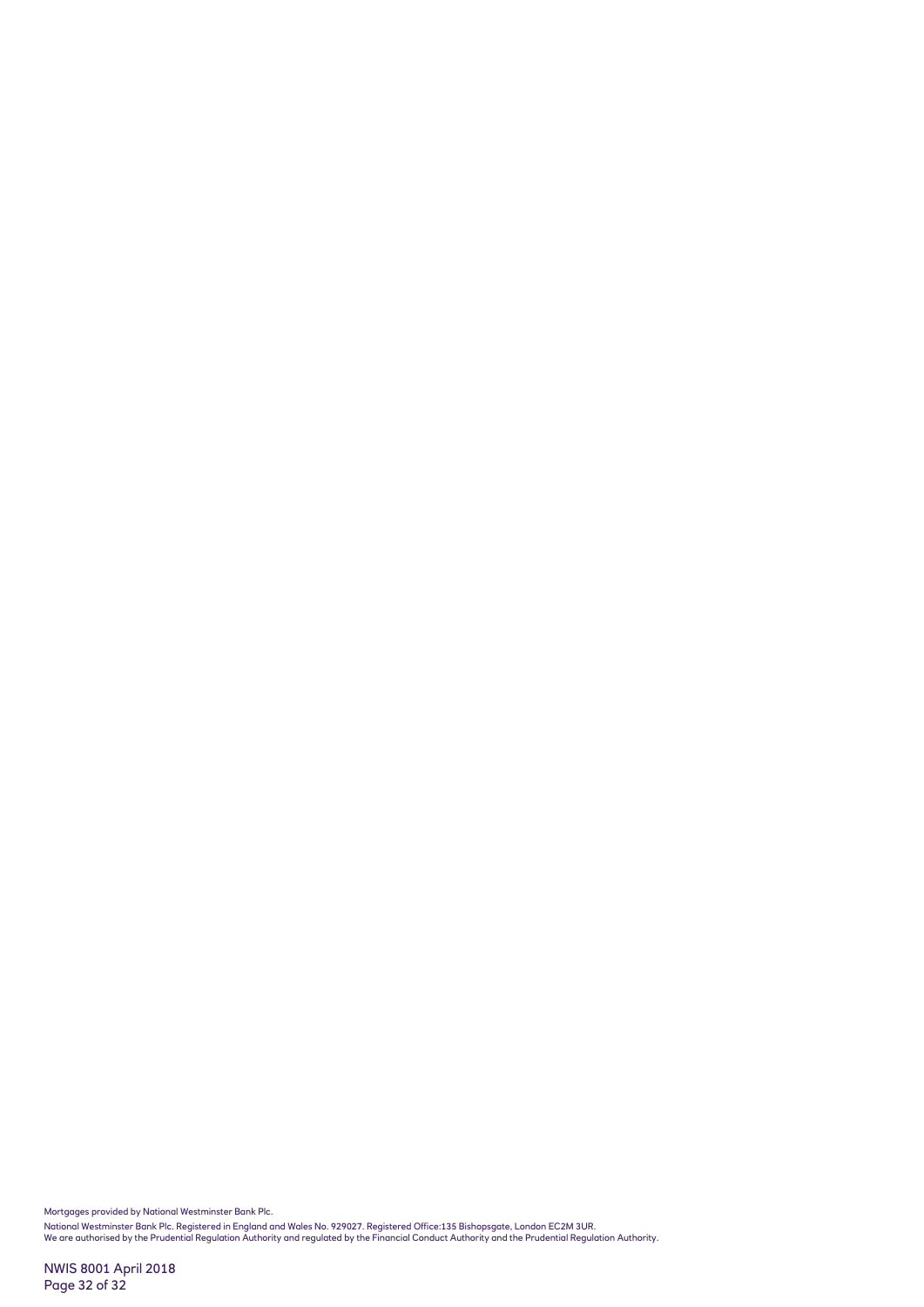Mortgages provided by National Westminster Bank Plc.

National Westminster Bank Plc. Registered in England and Wales No. 929027. Registered Office:135 Bishopsgate, London EC2M 3UR.
We are authorised by the Prudential Regulation Authority and regulated by the Financial Conduct Authority and the Prudential Regulation Authority.

NWIS 8001 April 2018